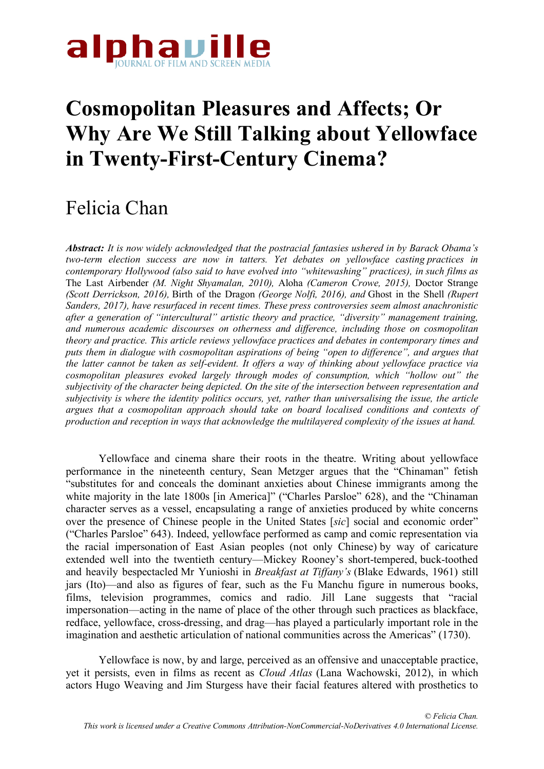# Cosmopolitan Pleasures and Affects; Or Why Are We Still Talking about Yellowface in Twenty-First-Century Cinema?

## Felicia Chan

***Abstract:*** *It is now widely acknowledged that the postracial fantasies ushered in by Barack Obama's two-term election success are now in tatters. Yet debates on yellowface casting practices in contemporary Hollywood (also said to have evolved into "whitewashing" practices), in such films as* The Last Airbender *(M. Night Shyamalan, 2010),* Aloha *(Cameron Crowe, 2015),* Doctor Strange *(Scott Derrickson, 2016),* Birth of the Dragon *(George Nolfi, 2016), and* Ghost in the Shell *(Rupert Sanders, 2017), have resurfaced in recent times. These press controversies seem almost anachronistic after a generation of "intercultural" artistic theory and practice, "diversity" management training, and numerous academic discourses on otherness and difference, including those on cosmopolitan theory and practice. This article reviews yellowface practices and debates in contemporary times and puts them in dialogue with cosmopolitan aspirations of being "open to difference", and argues that the latter cannot be taken as self-evident. It offers a way of thinking about yellowface practice via cosmopolitan pleasures evoked largely through modes of consumption, which "hollow out" the subjectivity of the character being depicted. On the site of the intersection between representation and subjectivity is where the identity politics occurs, yet, rather than universalising the issue, the article argues that a cosmopolitan approach should take on board localised conditions and contexts of production and reception in ways that acknowledge the multilayered complexity of the issues at hand.*

Yellowface and cinema share their roots in the theatre. Writing about yellowface performance in the nineteenth century, Sean Metzger argues that the "Chinaman" fetish "substitutes for and conceals the dominant anxieties about Chinese immigrants among the white majority in the late 1800s [in America]" ("Charles Parsloe" 628), and the "Chinaman character serves as a vessel, encapsulating a range of anxieties produced by white concerns over the presence of Chinese people in the United States [*sic*] social and economic order" ("Charles Parsloe" 643). Indeed, yellowface performed as camp and comic representation via the racial impersonation of East Asian peoples (not only Chinese) by way of caricature extended well into the twentieth century—Mickey Rooney's short-tempered, buck-toothed and heavily bespectacled Mr Yunioshi in *Breakfast at Tiffany's* (Blake Edwards, 1961) still jars (Ito)—and also as figures of fear, such as the Fu Manchu figure in numerous books, films, television programmes, comics and radio. Jill Lane suggests that "racial impersonation—acting in the name of place of the other through such practices as blackface, redface, yellowface, cross-dressing, and drag—has played a particularly important role in the imagination and aesthetic articulation of national communities across the Americas" (1730).

Yellowface is now, by and large, perceived as an offensive and unacceptable practice, yet it persists, even in films as recent as *Cloud Atlas* (Lana Wachowski, 2012), in which actors Hugo Weaving and Jim Sturgess have their facial features altered with prosthetics to

© Felicia Chan.
*This work is licensed under a Creative Commons Attribution-NonCommercial-NoDerivatives 4.0 International License.*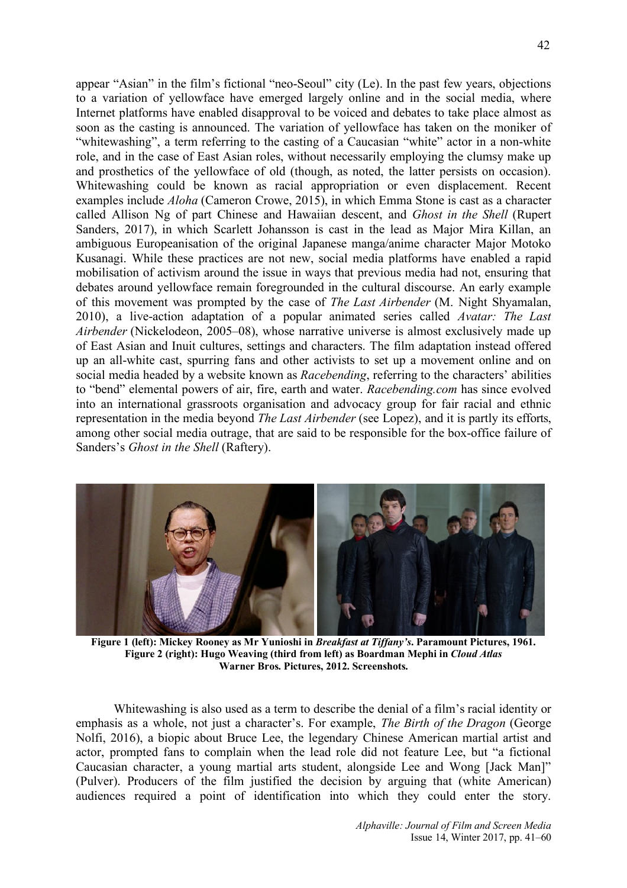appear "Asian" in the film's fictional "neo-Seoul" city (Le). In the past few years, objections to a variation of yellowface have emerged largely online and in the social media, where Internet platforms have enabled disapproval to be voiced and debates to take place almost as soon as the casting is announced. The variation of yellowface has taken on the moniker of "whitewashing", a term referring to the casting of a Caucasian "white" actor in a non-white role, and in the case of East Asian roles, without necessarily employing the clumsy make up and prosthetics of the yellowface of old (though, as noted, the latter persists on occasion). Whitewashing could be known as racial appropriation or even displacement. Recent examples include *Aloha* (Cameron Crowe, 2015), in which Emma Stone is cast as a character called Allison Ng of part Chinese and Hawaiian descent, and *Ghost in the Shell* (Rupert Sanders, 2017), in which Scarlett Johansson is cast in the lead as Major Mira Killan, an ambiguous Europeanisation of the original Japanese manga/anime character Major Motoko Kusanagi. While these practices are not new, social media platforms have enabled a rapid mobilisation of activism around the issue in ways that previous media had not, ensuring that debates around yellowface remain foregrounded in the cultural discourse. An early example of this movement was prompted by the case of *The Last Airbender* (M. Night Shyamalan, 2010), a live-action adaptation of a popular animated series called *Avatar: The Last Airbender* (Nickelodeon, 2005–08), whose narrative universe is almost exclusively made up of East Asian and Inuit cultures, settings and characters. The film adaptation instead offered up an all-white cast, spurring fans and other activists to set up a movement online and on social media headed by a website known as *Racebending*, referring to the characters' abilities to "bend" elemental powers of air, fire, earth and water. *Racebending.com* has since evolved into an international grassroots organisation and advocacy group for fair racial and ethnic representation in the media beyond *The Last Airbender* (see Lopez), and it is partly its efforts, among other social media outrage, that are said to be responsible for the box-office failure of Sanders's *Ghost in the Shell* (Raftery).

**Figure 1 (left): Mickey Rooney as Mr Yunioshi in *Breakfast at Tiffany's*. Paramount Pictures, 1961.**
**Figure 2 (right): Hugo Weaving (third from left) as Boardman Mephi in *Cloud Atlas* Warner Bros. Pictures, 2012. Screenshots.**

Whitewashing is also used as a term to describe the denial of a film's racial identity or emphasis as a whole, not just a character's. For example, *The Birth of the Dragon* (George Nolfi, 2016), a biopic about Bruce Lee, the legendary Chinese American martial artist and actor, prompted fans to complain when the lead role did not feature Lee, but "a fictional Caucasian character, a young martial arts student, alongside Lee and Wong [Jack Man]" (Pulver). Producers of the film justified the decision by arguing that (white American) audiences required a point of identification into which they could enter the story.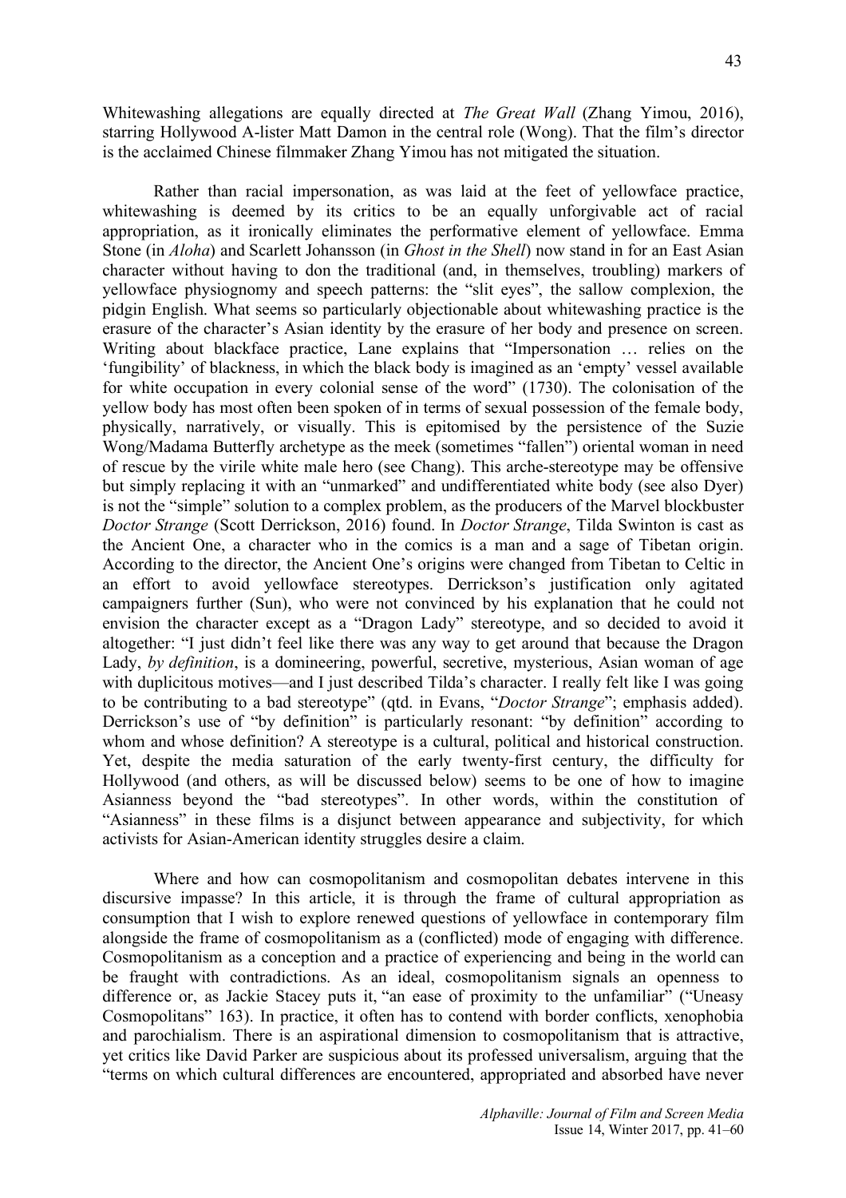Whitewashing allegations are equally directed at *The Great Wall* (Zhang Yimou, 2016), starring Hollywood A-lister Matt Damon in the central role (Wong). That the film's director is the acclaimed Chinese filmmaker Zhang Yimou has not mitigated the situation.

Rather than racial impersonation, as was laid at the feet of yellowface practice, whitewashing is deemed by its critics to be an equally unforgivable act of racial appropriation, as it ironically eliminates the performative element of yellowface. Emma Stone (in *Aloha*) and Scarlett Johansson (in *Ghost in the Shell*) now stand in for an East Asian character without having to don the traditional (and, in themselves, troubling) markers of yellowface physiognomy and speech patterns: the "slit eyes", the sallow complexion, the pidgin English. What seems so particularly objectionable about whitewashing practice is the erasure of the character's Asian identity by the erasure of her body and presence on screen. Writing about blackface practice, Lane explains that "Impersonation … relies on the 'fungibility' of blackness, in which the black body is imagined as an 'empty' vessel available for white occupation in every colonial sense of the word" (1730). The colonisation of the yellow body has most often been spoken of in terms of sexual possession of the female body, physically, narratively, or visually. This is epitomised by the persistence of the Suzie Wong/Madama Butterfly archetype as the meek (sometimes "fallen") oriental woman in need of rescue by the virile white male hero (see Chang). This arche-stereotype may be offensive but simply replacing it with an "unmarked" and undifferentiated white body (see also Dyer) is not the "simple" solution to a complex problem, as the producers of the Marvel blockbuster *Doctor Strange* (Scott Derrickson, 2016) found. In *Doctor Strange*, Tilda Swinton is cast as the Ancient One, a character who in the comics is a man and a sage of Tibetan origin. According to the director, the Ancient One's origins were changed from Tibetan to Celtic in an effort to avoid yellowface stereotypes. Derrickson's justification only agitated campaigners further (Sun), who were not convinced by his explanation that he could not envision the character except as a "Dragon Lady" stereotype, and so decided to avoid it altogether: "I just didn't feel like there was any way to get around that because the Dragon Lady, *by definition*, is a domineering, powerful, secretive, mysterious, Asian woman of age with duplicitous motives—and I just described Tilda's character. I really felt like I was going to be contributing to a bad stereotype" (qtd. in Evans, "*Doctor Strange*"; emphasis added). Derrickson's use of "by definition" is particularly resonant: "by definition" according to whom and whose definition? A stereotype is a cultural, political and historical construction. Yet, despite the media saturation of the early twenty-first century, the difficulty for Hollywood (and others, as will be discussed below) seems to be one of how to imagine Asianness beyond the "bad stereotypes". In other words, within the constitution of "Asianness" in these films is a disjunct between appearance and subjectivity, for which activists for Asian-American identity struggles desire a claim.

Where and how can cosmopolitanism and cosmopolitan debates intervene in this discursive impasse? In this article, it is through the frame of cultural appropriation as consumption that I wish to explore renewed questions of yellowface in contemporary film alongside the frame of cosmopolitanism as a (conflicted) mode of engaging with difference. Cosmopolitanism as a conception and a practice of experiencing and being in the world can be fraught with contradictions. As an ideal, cosmopolitanism signals an openness to difference or, as Jackie Stacey puts it, "an ease of proximity to the unfamiliar" ("Uneasy Cosmopolitans" 163). In practice, it often has to contend with border conflicts, xenophobia and parochialism. There is an aspirational dimension to cosmopolitanism that is attractive, yet critics like David Parker are suspicious about its professed universalism, arguing that the "terms on which cultural differences are encountered, appropriated and absorbed have never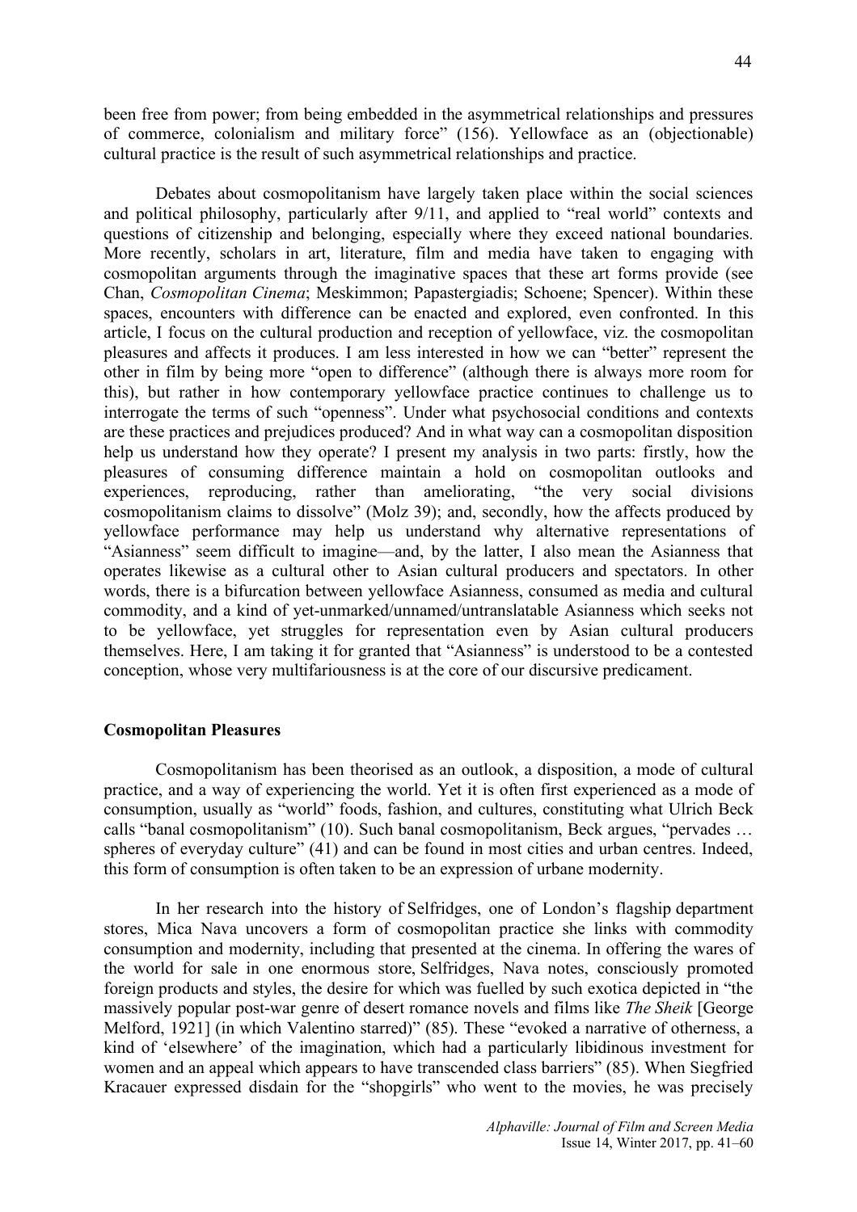been free from power; from being embedded in the asymmetrical relationships and pressures of commerce, colonialism and military force" (156). Yellowface as an (objectionable) cultural practice is the result of such asymmetrical relationships and practice.

Debates about cosmopolitanism have largely taken place within the social sciences and political philosophy, particularly after 9/11, and applied to "real world" contexts and questions of citizenship and belonging, especially where they exceed national boundaries. More recently, scholars in art, literature, film and media have taken to engaging with cosmopolitan arguments through the imaginative spaces that these art forms provide (see Chan, *Cosmopolitan Cinema*; Meskimmon; Papastergiadis; Schoene; Spencer). Within these spaces, encounters with difference can be enacted and explored, even confronted. In this article, I focus on the cultural production and reception of yellowface, viz. the cosmopolitan pleasures and affects it produces. I am less interested in how we can "better" represent the other in film by being more "open to difference" (although there is always more room for this), but rather in how contemporary yellowface practice continues to challenge us to interrogate the terms of such "openness". Under what psychosocial conditions and contexts are these practices and prejudices produced? And in what way can a cosmopolitan disposition help us understand how they operate? I present my analysis in two parts: firstly, how the pleasures of consuming difference maintain a hold on cosmopolitan outlooks and experiences, reproducing, rather than ameliorating, "the very social divisions cosmopolitanism claims to dissolve" (Molz 39); and, secondly, how the affects produced by yellowface performance may help us understand why alternative representations of "Asianness" seem difficult to imagine—and, by the latter, I also mean the Asianness that operates likewise as a cultural other to Asian cultural producers and spectators. In other words, there is a bifurcation between yellowface Asianness, consumed as media and cultural commodity, and a kind of yet-unmarked/unnamed/untranslatable Asianness which seeks not to be yellowface, yet struggles for representation even by Asian cultural producers themselves. Here, I am taking it for granted that "Asianness" is understood to be a contested conception, whose very multifariousness is at the core of our discursive predicament.

**Cosmopolitan Pleasures**

Cosmopolitanism has been theorised as an outlook, a disposition, a mode of cultural practice, and a way of experiencing the world. Yet it is often first experienced as a mode of consumption, usually as "world" foods, fashion, and cultures, constituting what Ulrich Beck calls "banal cosmopolitanism" (10). Such banal cosmopolitanism, Beck argues, "pervades … spheres of everyday culture" (41) and can be found in most cities and urban centres. Indeed, this form of consumption is often taken to be an expression of urbane modernity.

In her research into the history of Selfridges, one of London's flagship department stores, Mica Nava uncovers a form of cosmopolitan practice she links with commodity consumption and modernity, including that presented at the cinema. In offering the wares of the world for sale in one enormous store, Selfridges, Nava notes, consciously promoted foreign products and styles, the desire for which was fuelled by such exotica depicted in "the massively popular post-war genre of desert romance novels and films like *The Sheik* [George Melford, 1921] (in which Valentino starred)" (85). These "evoked a narrative of otherness, a kind of 'elsewhere' of the imagination, which had a particularly libidinous investment for women and an appeal which appears to have transcended class barriers" (85). When Siegfried Kracauer expressed disdain for the "shopgirls" who went to the movies, he was precisely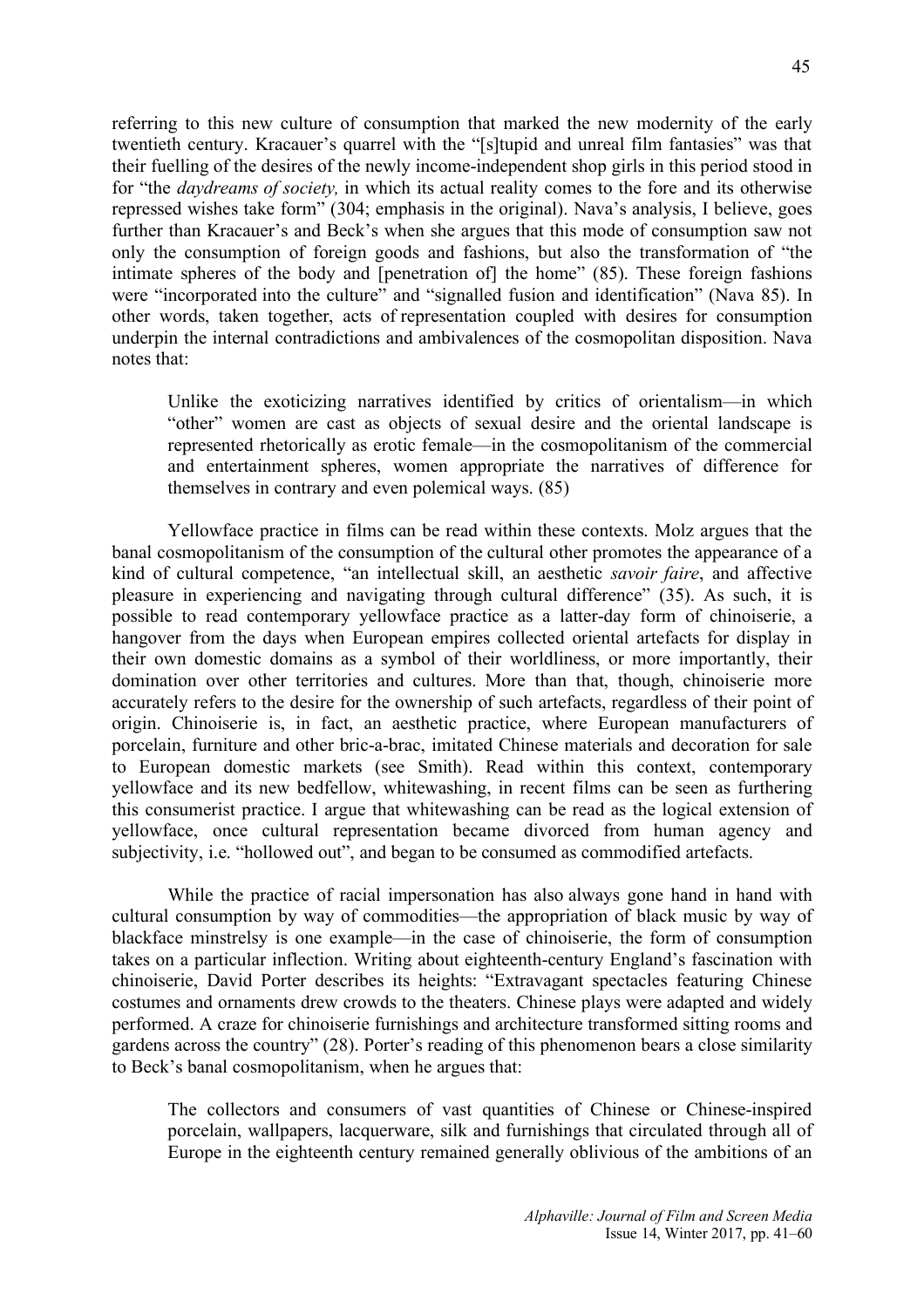referring to this new culture of consumption that marked the new modernity of the early twentieth century. Kracauer's quarrel with the "[s]tupid and unreal film fantasies" was that their fuelling of the desires of the newly income-independent shop girls in this period stood in for "the *daydreams of society,* in which its actual reality comes to the fore and its otherwise repressed wishes take form" (304; emphasis in the original). Nava's analysis, I believe, goes further than Kracauer's and Beck's when she argues that this mode of consumption saw not only the consumption of foreign goods and fashions, but also the transformation of "the intimate spheres of the body and [penetration of] the home" (85). These foreign fashions were "incorporated into the culture" and "signalled fusion and identification" (Nava 85). In other words, taken together, acts of representation coupled with desires for consumption underpin the internal contradictions and ambivalences of the cosmopolitan disposition. Nava notes that:

> Unlike the exoticizing narratives identified by critics of orientalism—in which "other" women are cast as objects of sexual desire and the oriental landscape is represented rhetorically as erotic female—in the cosmopolitanism of the commercial and entertainment spheres, women appropriate the narratives of difference for themselves in contrary and even polemical ways. (85)

Yellowface practice in films can be read within these contexts. Molz argues that the banal cosmopolitanism of the consumption of the cultural other promotes the appearance of a kind of cultural competence, "an intellectual skill, an aesthetic *savoir faire*, and affective pleasure in experiencing and navigating through cultural difference" (35). As such, it is possible to read contemporary yellowface practice as a latter-day form of chinoiserie, a hangover from the days when European empires collected oriental artefacts for display in their own domestic domains as a symbol of their worldliness, or more importantly, their domination over other territories and cultures. More than that, though, chinoiserie more accurately refers to the desire for the ownership of such artefacts, regardless of their point of origin. Chinoiserie is, in fact, an aesthetic practice, where European manufacturers of porcelain, furniture and other bric-a-brac, imitated Chinese materials and decoration for sale to European domestic markets (see Smith). Read within this context, contemporary yellowface and its new bedfellow, whitewashing, in recent films can be seen as furthering this consumerist practice. I argue that whitewashing can be read as the logical extension of yellowface, once cultural representation became divorced from human agency and subjectivity, i.e. "hollowed out", and began to be consumed as commodified artefacts.

While the practice of racial impersonation has also always gone hand in hand with cultural consumption by way of commodities—the appropriation of black music by way of blackface minstrelsy is one example—in the case of chinoiserie, the form of consumption takes on a particular inflection. Writing about eighteenth-century England's fascination with chinoiserie, David Porter describes its heights: "Extravagant spectacles featuring Chinese costumes and ornaments drew crowds to the theaters. Chinese plays were adapted and widely performed. A craze for chinoiserie furnishings and architecture transformed sitting rooms and gardens across the country" (28). Porter's reading of this phenomenon bears a close similarity to Beck's banal cosmopolitanism, when he argues that:

> The collectors and consumers of vast quantities of Chinese or Chinese-inspired porcelain, wallpapers, lacquerware, silk and furnishings that circulated through all of Europe in the eighteenth century remained generally oblivious of the ambitions of an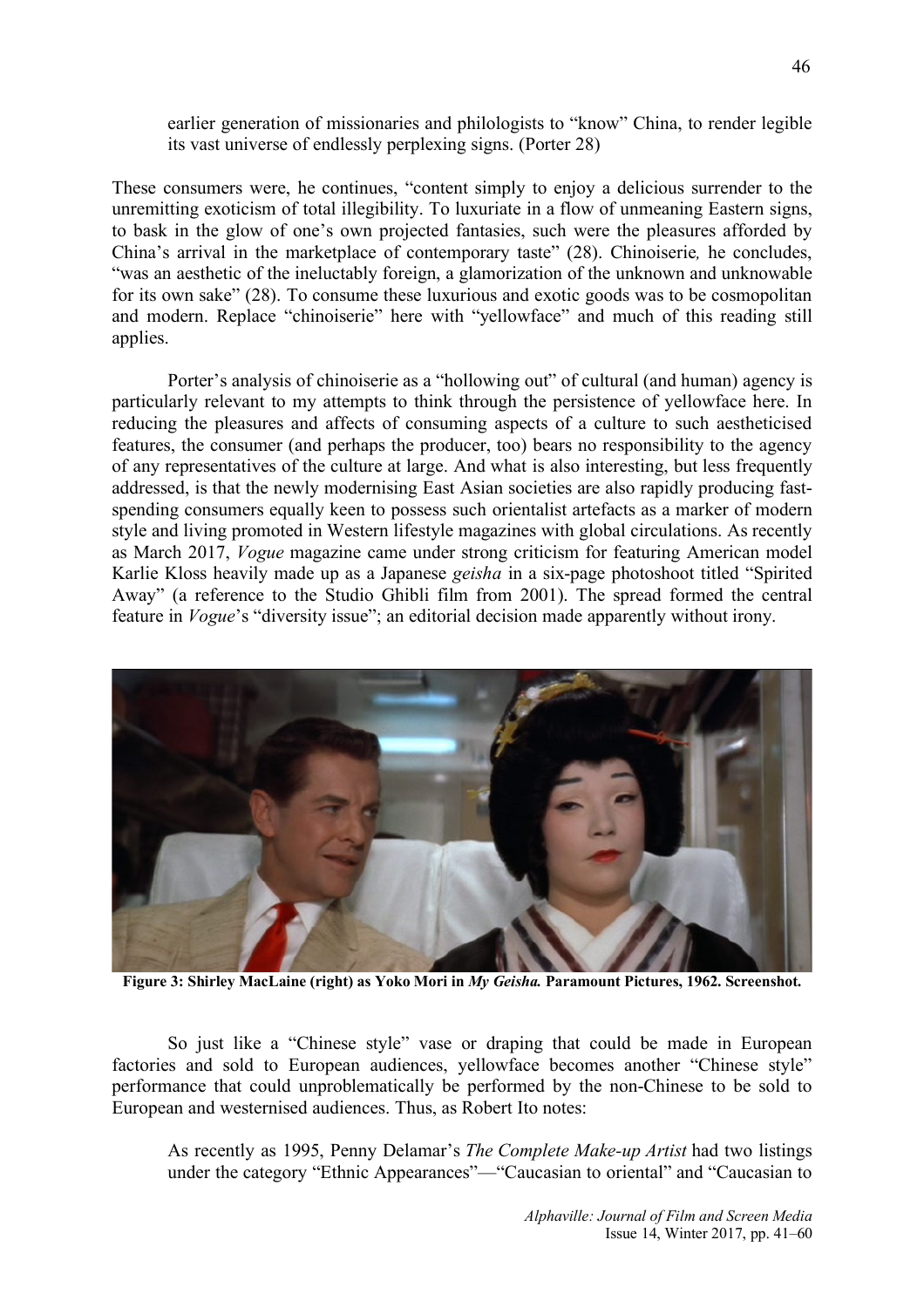earlier generation of missionaries and philologists to "know" China, to render legible its vast universe of endlessly perplexing signs. (Porter 28)

These consumers were, he continues, "content simply to enjoy a delicious surrender to the unremitting exoticism of total illegibility. To luxuriate in a flow of unmeaning Eastern signs, to bask in the glow of one's own projected fantasies, such were the pleasures afforded by China's arrival in the marketplace of contemporary taste" (28). Chinoiserie*,* he concludes, "was an aesthetic of the ineluctably foreign, a glamorization of the unknown and unknowable for its own sake" (28). To consume these luxurious and exotic goods was to be cosmopolitan and modern. Replace "chinoiserie" here with "yellowface" and much of this reading still applies.

Porter's analysis of chinoiserie as a "hollowing out" of cultural (and human) agency is particularly relevant to my attempts to think through the persistence of yellowface here. In reducing the pleasures and affects of consuming aspects of a culture to such aestheticised features, the consumer (and perhaps the producer, too) bears no responsibility to the agency of any representatives of the culture at large. And what is also interesting, but less frequently addressed, is that the newly modernising East Asian societies are also rapidly producing fast-spending consumers equally keen to possess such orientalist artefacts as a marker of modern style and living promoted in Western lifestyle magazines with global circulations. As recently as March 2017, *Vogue* magazine came under strong criticism for featuring American model Karlie Kloss heavily made up as a Japanese *geisha* in a six-page photoshoot titled "Spirited Away" (a reference to the Studio Ghibli film from 2001). The spread formed the central feature in *Vogue*'s "diversity issue"; an editorial decision made apparently without irony.

**Figure 3: Shirley MacLaine (right) as Yoko Mori in *My Geisha.* Paramount Pictures, 1962. Screenshot.**

So just like a "Chinese style" vase or draping that could be made in European factories and sold to European audiences, yellowface becomes another "Chinese style" performance that could unproblematically be performed by the non-Chinese to be sold to European and westernised audiences. Thus, as Robert Ito notes:

As recently as 1995, Penny Delamar's *The Complete Make-up Artist* had two listings under the category "Ethnic Appearances"—"Caucasian to oriental" and "Caucasian to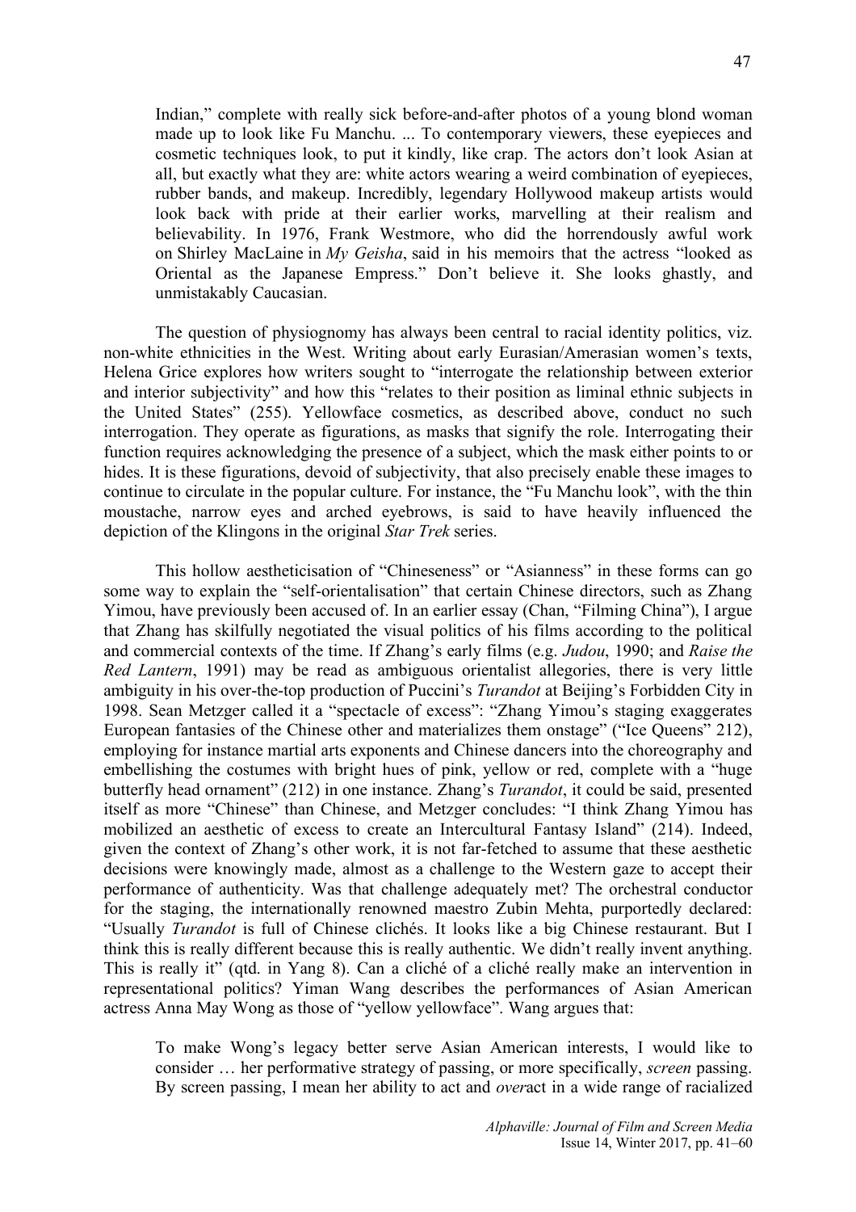> Indian," complete with really sick before-and-after photos of a young blond woman made up to look like Fu Manchu. ... To contemporary viewers, these eyepieces and cosmetic techniques look, to put it kindly, like crap. The actors don't look Asian at all, but exactly what they are: white actors wearing a weird combination of eyepieces, rubber bands, and makeup. Incredibly, legendary Hollywood makeup artists would look back with pride at their earlier works, marvelling at their realism and believability. In 1976, Frank Westmore, who did the horrendously awful work on Shirley MacLaine in *My Geisha*, said in his memoirs that the actress "looked as Oriental as the Japanese Empress." Don't believe it. She looks ghastly, and unmistakably Caucasian.

The question of physiognomy has always been central to racial identity politics, viz. non-white ethnicities in the West. Writing about early Eurasian/Amerasian women's texts, Helena Grice explores how writers sought to "interrogate the relationship between exterior and interior subjectivity" and how this "relates to their position as liminal ethnic subjects in the United States" (255). Yellowface cosmetics, as described above, conduct no such interrogation. They operate as figurations, as masks that signify the role. Interrogating their function requires acknowledging the presence of a subject, which the mask either points to or hides. It is these figurations, devoid of subjectivity, that also precisely enable these images to continue to circulate in the popular culture. For instance, the "Fu Manchu look", with the thin moustache, narrow eyes and arched eyebrows, is said to have heavily influenced the depiction of the Klingons in the original *Star Trek* series.

This hollow aestheticisation of "Chineseness" or "Asianness" in these forms can go some way to explain the "self-orientalisation" that certain Chinese directors, such as Zhang Yimou, have previously been accused of. In an earlier essay (Chan, "Filming China"), I argue that Zhang has skilfully negotiated the visual politics of his films according to the political and commercial contexts of the time. If Zhang's early films (e.g. *Judou*, 1990; and *Raise the Red Lantern*, 1991) may be read as ambiguous orientalist allegories, there is very little ambiguity in his over-the-top production of Puccini's *Turandot* at Beijing's Forbidden City in 1998. Sean Metzger called it a "spectacle of excess": "Zhang Yimou's staging exaggerates European fantasies of the Chinese other and materializes them onstage" ("Ice Queens" 212), employing for instance martial arts exponents and Chinese dancers into the choreography and embellishing the costumes with bright hues of pink, yellow or red, complete with a "huge butterfly head ornament" (212) in one instance. Zhang's *Turandot*, it could be said, presented itself as more "Chinese" than Chinese, and Metzger concludes: "I think Zhang Yimou has mobilized an aesthetic of excess to create an Intercultural Fantasy Island" (214). Indeed, given the context of Zhang's other work, it is not far-fetched to assume that these aesthetic decisions were knowingly made, almost as a challenge to the Western gaze to accept their performance of authenticity. Was that challenge adequately met? The orchestral conductor for the staging, the internationally renowned maestro Zubin Mehta, purportedly declared: "Usually *Turandot* is full of Chinese clichés. It looks like a big Chinese restaurant. But I think this is really different because this is really authentic. We didn't really invent anything. This is really it" (qtd. in Yang 8). Can a cliché of a cliché really make an intervention in representational politics? Yiman Wang describes the performances of Asian American actress Anna May Wong as those of "yellow yellowface". Wang argues that:

> To make Wong's legacy better serve Asian American interests, I would like to consider … her performative strategy of passing, or more specifically, *screen* passing. By screen passing, I mean her ability to act and *over*act in a wide range of racialized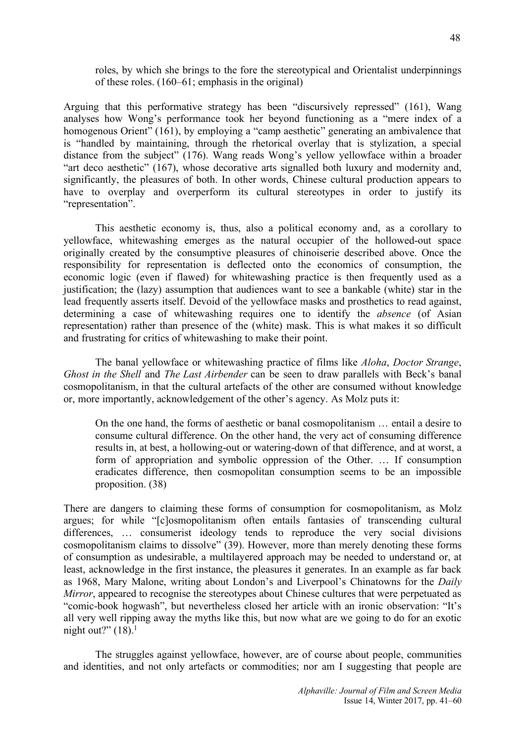roles, by which she brings to the fore the stereotypical and Orientalist underpinnings of these roles. (160–61; emphasis in the original)

Arguing that this performative strategy has been "discursively repressed" (161), Wang analyses how Wong's performance took her beyond functioning as a "mere index of a homogenous Orient" (161), by employing a "camp aesthetic" generating an ambivalence that is "handled by maintaining, through the rhetorical overlay that is stylization, a special distance from the subject" (176). Wang reads Wong's yellow yellowface within a broader "art deco aesthetic" (167), whose decorative arts signalled both luxury and modernity and, significantly, the pleasures of both. In other words, Chinese cultural production appears to have to overplay and overperform its cultural stereotypes in order to justify its "representation".

This aesthetic economy is, thus, also a political economy and, as a corollary to yellowface, whitewashing emerges as the natural occupier of the hollowed-out space originally created by the consumptive pleasures of chinoiserie described above. Once the responsibility for representation is deflected onto the economics of consumption, the economic logic (even if flawed) for whitewashing practice is then frequently used as a justification; the (lazy) assumption that audiences want to see a bankable (white) star in the lead frequently asserts itself. Devoid of the yellowface masks and prosthetics to read against, determining a case of whitewashing requires one to identify the *absence* (of Asian representation) rather than presence of the (white) mask. This is what makes it so difficult and frustrating for critics of whitewashing to make their point.

The banal yellowface or whitewashing practice of films like *Aloha*, *Doctor Strange*, *Ghost in the Shell* and *The Last Airbender* can be seen to draw parallels with Beck's banal cosmopolitanism, in that the cultural artefacts of the other are consumed without knowledge or, more importantly, acknowledgement of the other's agency. As Molz puts it:

> On the one hand, the forms of aesthetic or banal cosmopolitanism … entail a desire to consume cultural difference. On the other hand, the very act of consuming difference results in, at best, a hollowing-out or watering-down of that difference, and at worst, a form of appropriation and symbolic oppression of the Other. … If consumption eradicates difference, then cosmopolitan consumption seems to be an impossible proposition. (38)

There are dangers to claiming these forms of consumption for cosmopolitanism, as Molz argues; for while "[c]osmopolitanism often entails fantasies of transcending cultural differences, … consumerist ideology tends to reproduce the very social divisions cosmopolitanism claims to dissolve" (39). However, more than merely denoting these forms of consumption as undesirable, a multilayered approach may be needed to understand or, at least, acknowledge in the first instance, the pleasures it generates. In an example as far back as 1968, Mary Malone, writing about London's and Liverpool's Chinatowns for the *Daily Mirror*, appeared to recognise the stereotypes about Chinese cultures that were perpetuated as "comic-book hogwash", but nevertheless closed her article with an ironic observation: "It's all very well ripping away the myths like this, but now what are we going to do for an exotic night out?" (18).[1]

The struggles against yellowface, however, are of course about people, communities and identities, and not only artefacts or commodities; nor am I suggesting that people are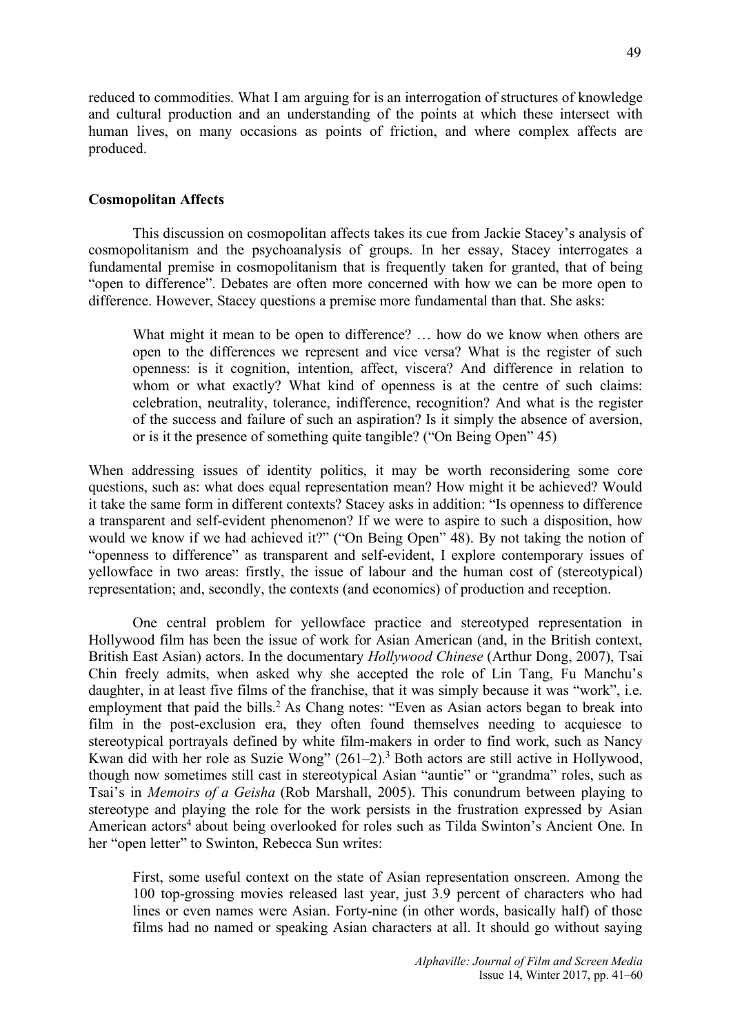reduced to commodities. What I am arguing for is an interrogation of structures of knowledge and cultural production and an understanding of the points at which these intersect with human lives, on many occasions as points of friction, and where complex affects are produced.

### Cosmopolitan Affects

This discussion on cosmopolitan affects takes its cue from Jackie Stacey's analysis of cosmopolitanism and the psychoanalysis of groups. In her essay, Stacey interrogates a fundamental premise in cosmopolitanism that is frequently taken for granted, that of being "open to difference". Debates are often more concerned with how we can be more open to difference. However, Stacey questions a premise more fundamental than that. She asks:

> What might it mean to be open to difference? … how do we know when others are open to the differences we represent and vice versa? What is the register of such openness: is it cognition, intention, affect, viscera? And difference in relation to whom or what exactly? What kind of openness is at the centre of such claims: celebration, neutrality, tolerance, indifference, recognition? And what is the register of the success and failure of such an aspiration? Is it simply the absence of aversion, or is it the presence of something quite tangible? ("On Being Open" 45)

When addressing issues of identity politics, it may be worth reconsidering some core questions, such as: what does equal representation mean? How might it be achieved? Would it take the same form in different contexts? Stacey asks in addition: "Is openness to difference a transparent and self-evident phenomenon? If we were to aspire to such a disposition, how would we know if we had achieved it?" ("On Being Open" 48). By not taking the notion of "openness to difference" as transparent and self-evident, I explore contemporary issues of yellowface in two areas: firstly, the issue of labour and the human cost of (stereotypical) representation; and, secondly, the contexts (and economics) of production and reception.

One central problem for yellowface practice and stereotyped representation in Hollywood film has been the issue of work for Asian American (and, in the British context, British East Asian) actors. In the documentary *Hollywood Chinese* (Arthur Dong, 2007), Tsai Chin freely admits, when asked why she accepted the role of Lin Tang, Fu Manchu's daughter, in at least five films of the franchise, that it was simply because it was "work", i.e. employment that paid the bills.[2] As Chang notes: "Even as Asian actors began to break into film in the post-exclusion era, they often found themselves needing to acquiesce to stereotypical portrayals defined by white film-makers in order to find work, such as Nancy Kwan did with her role as Suzie Wong" (261–2).[3] Both actors are still active in Hollywood, though now sometimes still cast in stereotypical Asian "auntie" or "grandma" roles, such as Tsai's in *Memoirs of a Geisha* (Rob Marshall, 2005). This conundrum between playing to stereotype and playing the role for the work persists in the frustration expressed by Asian American actors[4] about being overlooked for roles such as Tilda Swinton's Ancient One. In her "open letter" to Swinton, Rebecca Sun writes:

> First, some useful context on the state of Asian representation onscreen. Among the 100 top-grossing movies released last year, just 3.9 percent of characters who had lines or even names were Asian. Forty-nine (in other words, basically half) of those films had no named or speaking Asian characters at all. It should go without saying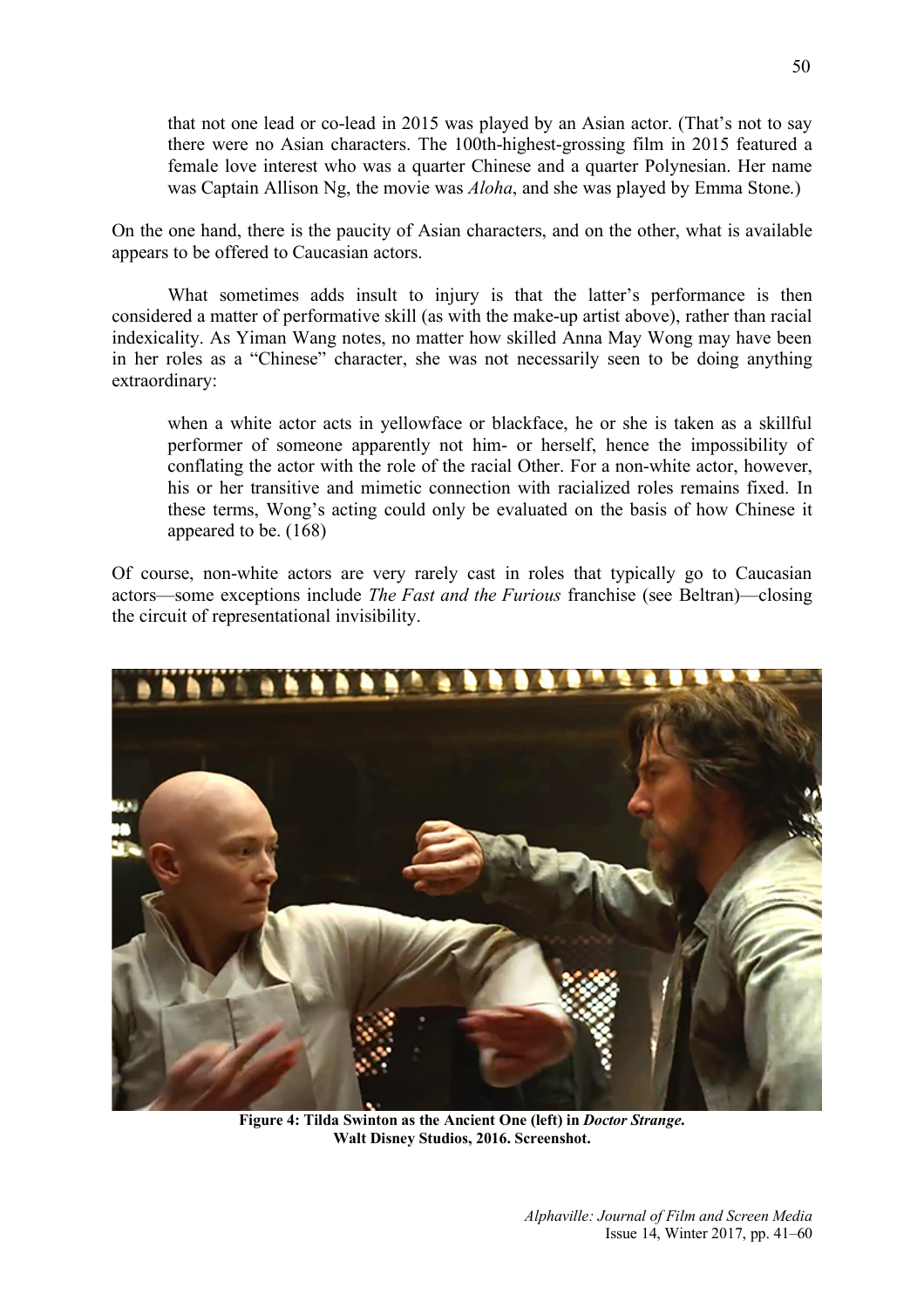> that not one lead or co-lead in 2015 was played by an Asian actor. (That's not to say there were no Asian characters. The 100th-highest-grossing film in 2015 featured a female love interest who was a quarter Chinese and a quarter Polynesian. Her name was Captain Allison Ng, the movie was *Aloha*, and she was played by Emma Stone.)

On the one hand, there is the paucity of Asian characters, and on the other, what is available appears to be offered to Caucasian actors.

What sometimes adds insult to injury is that the latter's performance is then considered a matter of performative skill (as with the make-up artist above), rather than racial indexicality. As Yiman Wang notes, no matter how skilled Anna May Wong may have been in her roles as a "Chinese" character, she was not necessarily seen to be doing anything extraordinary:

> when a white actor acts in yellowface or blackface, he or she is taken as a skillful performer of someone apparently not him- or herself, hence the impossibility of conflating the actor with the role of the racial Other. For a non-white actor, however, his or her transitive and mimetic connection with racialized roles remains fixed. In these terms, Wong's acting could only be evaluated on the basis of how Chinese it appeared to be. (168)

Of course, non-white actors are very rarely cast in roles that typically go to Caucasian actors—some exceptions include *The Fast and the Furious* franchise (see Beltran)—closing the circuit of representational invisibility.

**Figure 4: Tilda Swinton as the Ancient One (left) in *Doctor Strange*. Walt Disney Studios, 2016. Screenshot.**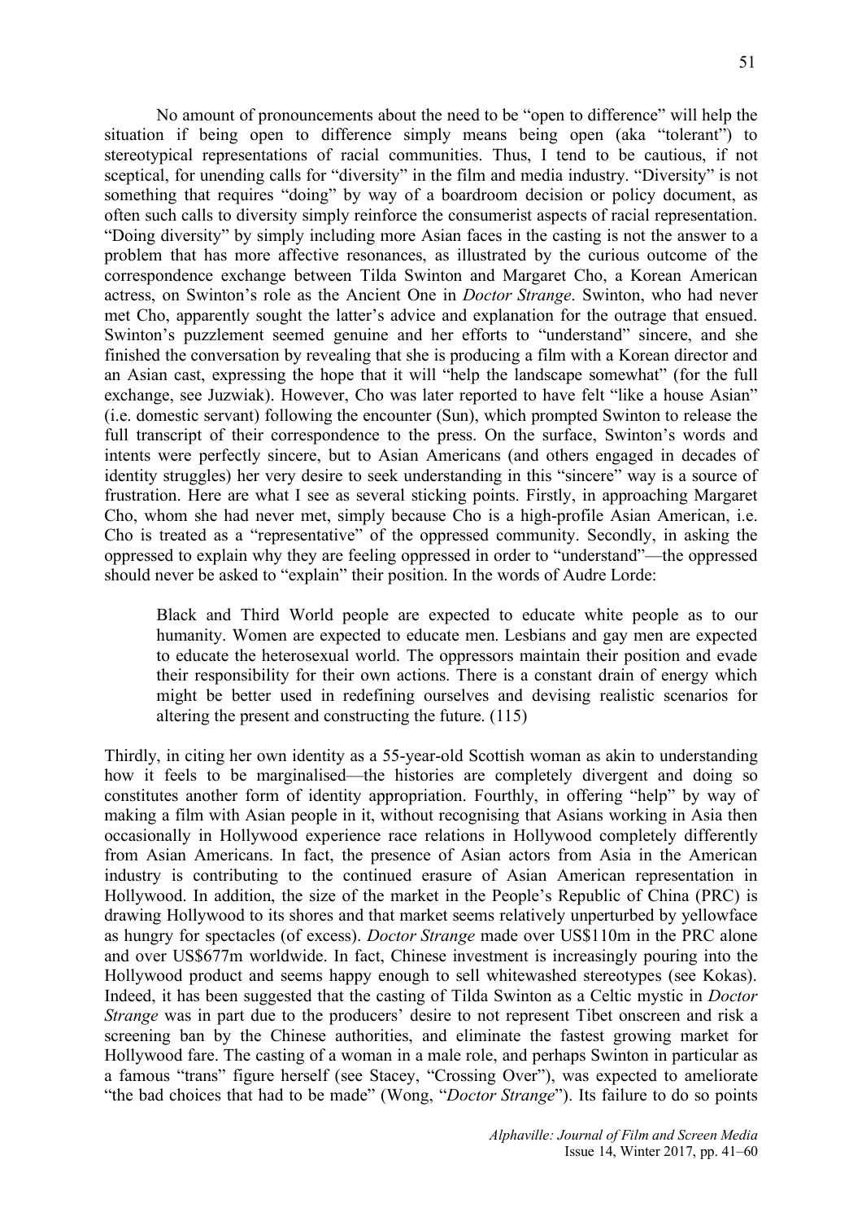No amount of pronouncements about the need to be "open to difference" will help the situation if being open to difference simply means being open (aka "tolerant") to stereotypical representations of racial communities. Thus, I tend to be cautious, if not sceptical, for unending calls for "diversity" in the film and media industry. "Diversity" is not something that requires "doing" by way of a boardroom decision or policy document, as often such calls to diversity simply reinforce the consumerist aspects of racial representation. "Doing diversity" by simply including more Asian faces in the casting is not the answer to a problem that has more affective resonances, as illustrated by the curious outcome of the correspondence exchange between Tilda Swinton and Margaret Cho, a Korean American actress, on Swinton's role as the Ancient One in *Doctor Strange*. Swinton, who had never met Cho, apparently sought the latter's advice and explanation for the outrage that ensued. Swinton's puzzlement seemed genuine and her efforts to "understand" sincere, and she finished the conversation by revealing that she is producing a film with a Korean director and an Asian cast, expressing the hope that it will "help the landscape somewhat" (for the full exchange, see Juzwiak). However, Cho was later reported to have felt "like a house Asian" (i.e. domestic servant) following the encounter (Sun), which prompted Swinton to release the full transcript of their correspondence to the press. On the surface, Swinton's words and intents were perfectly sincere, but to Asian Americans (and others engaged in decades of identity struggles) her very desire to seek understanding in this "sincere" way is a source of frustration. Here are what I see as several sticking points. Firstly, in approaching Margaret Cho, whom she had never met, simply because Cho is a high-profile Asian American, i.e. Cho is treated as a "representative" of the oppressed community. Secondly, in asking the oppressed to explain why they are feeling oppressed in order to "understand"—the oppressed should never be asked to "explain" their position. In the words of Audre Lorde:

> Black and Third World people are expected to educate white people as to our humanity. Women are expected to educate men. Lesbians and gay men are expected to educate the heterosexual world. The oppressors maintain their position and evade their responsibility for their own actions. There is a constant drain of energy which might be better used in redefining ourselves and devising realistic scenarios for altering the present and constructing the future. (115)

Thirdly, in citing her own identity as a 55-year-old Scottish woman as akin to understanding how it feels to be marginalised—the histories are completely divergent and doing so constitutes another form of identity appropriation. Fourthly, in offering "help" by way of making a film with Asian people in it, without recognising that Asians working in Asia then occasionally in Hollywood experience race relations in Hollywood completely differently from Asian Americans. In fact, the presence of Asian actors from Asia in the American industry is contributing to the continued erasure of Asian American representation in Hollywood. In addition, the size of the market in the People's Republic of China (PRC) is drawing Hollywood to its shores and that market seems relatively unperturbed by yellowface as hungry for spectacles (of excess). *Doctor Strange* made over US$110m in the PRC alone and over US$677m worldwide. In fact, Chinese investment is increasingly pouring into the Hollywood product and seems happy enough to sell whitewashed stereotypes (see Kokas). Indeed, it has been suggested that the casting of Tilda Swinton as a Celtic mystic in *Doctor Strange* was in part due to the producers' desire to not represent Tibet onscreen and risk a screening ban by the Chinese authorities, and eliminate the fastest growing market for Hollywood fare. The casting of a woman in a male role, and perhaps Swinton in particular as a famous "trans" figure herself (see Stacey, "Crossing Over"), was expected to ameliorate "the bad choices that had to be made" (Wong, "*Doctor Strange*"). Its failure to do so points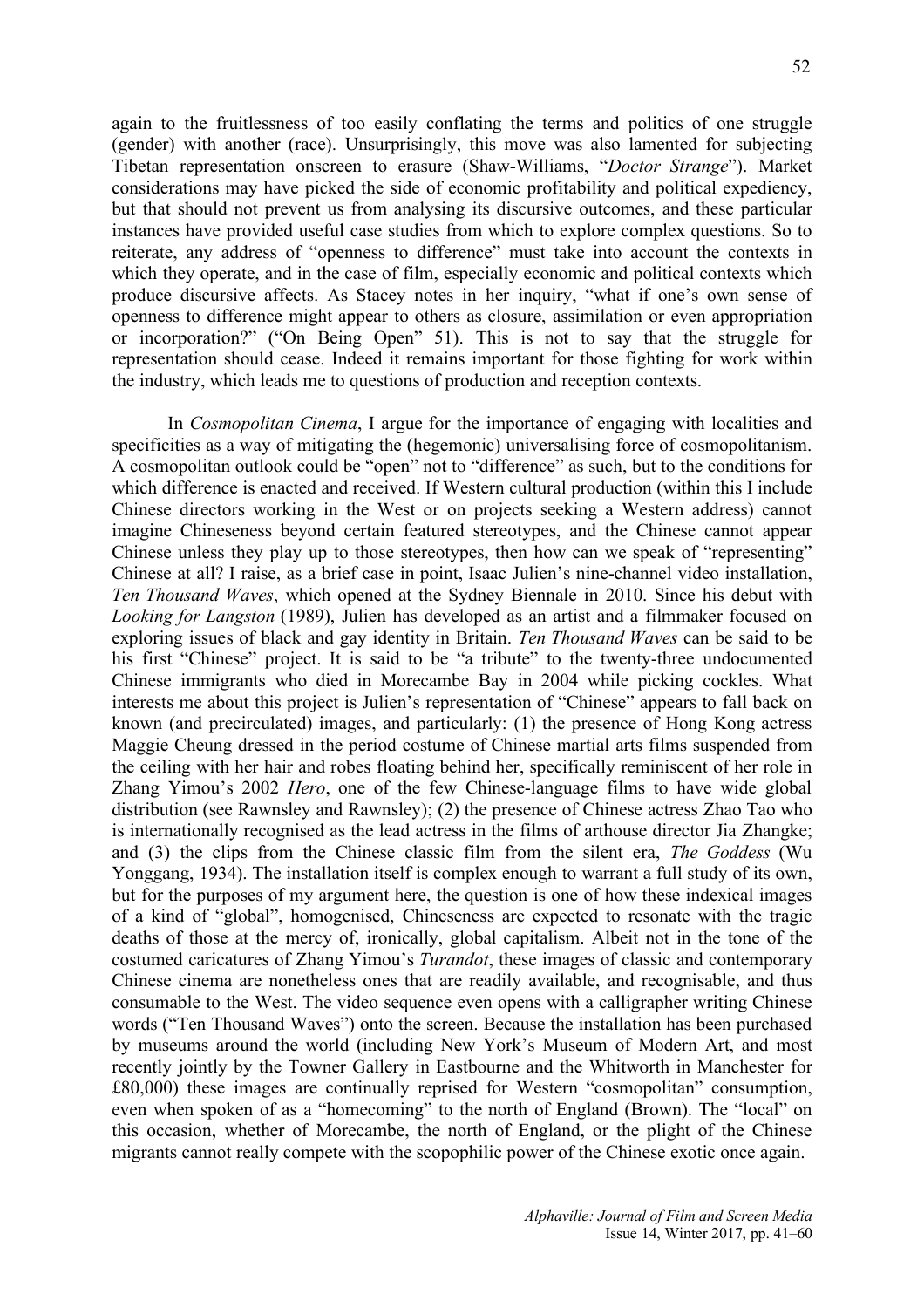again to the fruitlessness of too easily conflating the terms and politics of one struggle (gender) with another (race). Unsurprisingly, this move was also lamented for subjecting Tibetan representation onscreen to erasure (Shaw-Williams, "*Doctor Strange*"). Market considerations may have picked the side of economic profitability and political expediency, but that should not prevent us from analysing its discursive outcomes, and these particular instances have provided useful case studies from which to explore complex questions. So to reiterate, any address of "openness to difference" must take into account the contexts in which they operate, and in the case of film, especially economic and political contexts which produce discursive affects. As Stacey notes in her inquiry, "what if one's own sense of openness to difference might appear to others as closure, assimilation or even appropriation or incorporation?" ("On Being Open" 51). This is not to say that the struggle for representation should cease. Indeed it remains important for those fighting for work within the industry, which leads me to questions of production and reception contexts.

In *Cosmopolitan Cinema*, I argue for the importance of engaging with localities and specificities as a way of mitigating the (hegemonic) universalising force of cosmopolitanism. A cosmopolitan outlook could be "open" not to "difference" as such, but to the conditions for which difference is enacted and received. If Western cultural production (within this I include Chinese directors working in the West or on projects seeking a Western address) cannot imagine Chineseness beyond certain featured stereotypes, and the Chinese cannot appear Chinese unless they play up to those stereotypes, then how can we speak of "representing" Chinese at all? I raise, as a brief case in point, Isaac Julien's nine-channel video installation, *Ten Thousand Waves*, which opened at the Sydney Biennale in 2010. Since his debut with *Looking for Langston* (1989), Julien has developed as an artist and a filmmaker focused on exploring issues of black and gay identity in Britain. *Ten Thousand Waves* can be said to be his first "Chinese" project. It is said to be "a tribute" to the twenty-three undocumented Chinese immigrants who died in Morecambe Bay in 2004 while picking cockles. What interests me about this project is Julien's representation of "Chinese" appears to fall back on known (and precirculated) images, and particularly: (1) the presence of Hong Kong actress Maggie Cheung dressed in the period costume of Chinese martial arts films suspended from the ceiling with her hair and robes floating behind her, specifically reminiscent of her role in Zhang Yimou's 2002 *Hero*, one of the few Chinese-language films to have wide global distribution (see Rawnsley and Rawnsley); (2) the presence of Chinese actress Zhao Tao who is internationally recognised as the lead actress in the films of arthouse director Jia Zhangke; and (3) the clips from the Chinese classic film from the silent era, *The Goddess* (Wu Yonggang, 1934). The installation itself is complex enough to warrant a full study of its own, but for the purposes of my argument here, the question is one of how these indexical images of a kind of "global", homogenised, Chineseness are expected to resonate with the tragic deaths of those at the mercy of, ironically, global capitalism. Albeit not in the tone of the costumed caricatures of Zhang Yimou's *Turandot*, these images of classic and contemporary Chinese cinema are nonetheless ones that are readily available, and recognisable, and thus consumable to the West. The video sequence even opens with a calligrapher writing Chinese words ("Ten Thousand Waves") onto the screen. Because the installation has been purchased by museums around the world (including New York's Museum of Modern Art, and most recently jointly by the Towner Gallery in Eastbourne and the Whitworth in Manchester for £80,000) these images are continually reprised for Western "cosmopolitan" consumption, even when spoken of as a "homecoming" to the north of England (Brown). The "local" on this occasion, whether of Morecambe, the north of England, or the plight of the Chinese migrants cannot really compete with the scopophilic power of the Chinese exotic once again.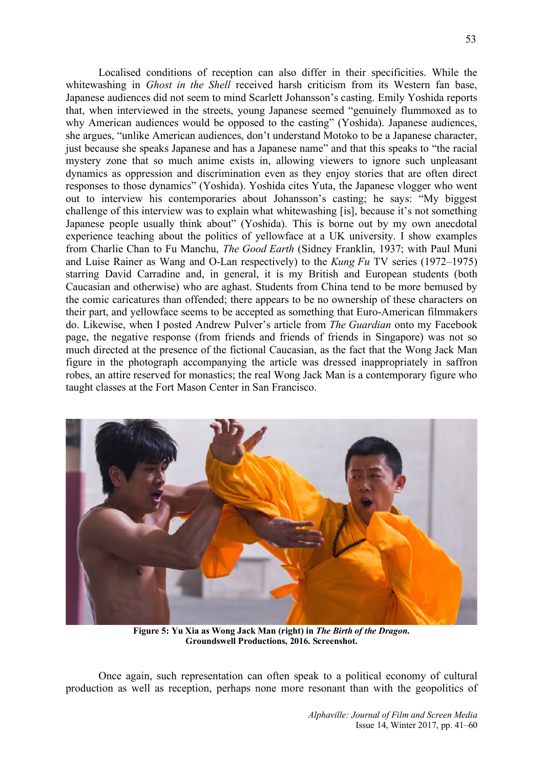Localised conditions of reception can also differ in their specificities. While the whitewashing in *Ghost in the Shell* received harsh criticism from its Western fan base, Japanese audiences did not seem to mind Scarlett Johansson's casting. Emily Yoshida reports that, when interviewed in the streets, young Japanese seemed "genuinely flummoxed as to why American audiences would be opposed to the casting" (Yoshida). Japanese audiences, she argues, "unlike American audiences, don't understand Motoko to be a Japanese character, just because she speaks Japanese and has a Japanese name" and that this speaks to "the racial mystery zone that so much anime exists in, allowing viewers to ignore such unpleasant dynamics as oppression and discrimination even as they enjoy stories that are often direct responses to those dynamics" (Yoshida). Yoshida cites Yuta, the Japanese vlogger who went out to interview his contemporaries about Johansson's casting; he says: "My biggest challenge of this interview was to explain what whitewashing [is], because it's not something Japanese people usually think about" (Yoshida). This is borne out by my own anecdotal experience teaching about the politics of yellowface at a UK university. I show examples from Charlie Chan to Fu Manchu, *The Good Earth* (Sidney Franklin, 1937; with Paul Muni and Luise Rainer as Wang and O-Lan respectively) to the *Kung Fu* TV series (1972–1975) starring David Carradine and, in general, it is my British and European students (both Caucasian and otherwise) who are aghast. Students from China tend to be more bemused by the comic caricatures than offended; there appears to be no ownership of these characters on their part, and yellowface seems to be accepted as something that Euro-American filmmakers do. Likewise, when I posted Andrew Pulver's article from *The Guardian* onto my Facebook page, the negative response (from friends and friends of friends in Singapore) was not so much directed at the presence of the fictional Caucasian, as the fact that the Wong Jack Man figure in the photograph accompanying the article was dressed inappropriately in saffron robes, an attire reserved for monastics; the real Wong Jack Man is a contemporary figure who taught classes at the Fort Mason Center in San Francisco.

**Figure 5: Yu Xia as Wong Jack Man (right) in *The Birth of the Dragon*. Groundswell Productions, 2016. Screenshot.**

Once again, such representation can often speak to a political economy of cultural production as well as reception, perhaps none more resonant than with the geopolitics of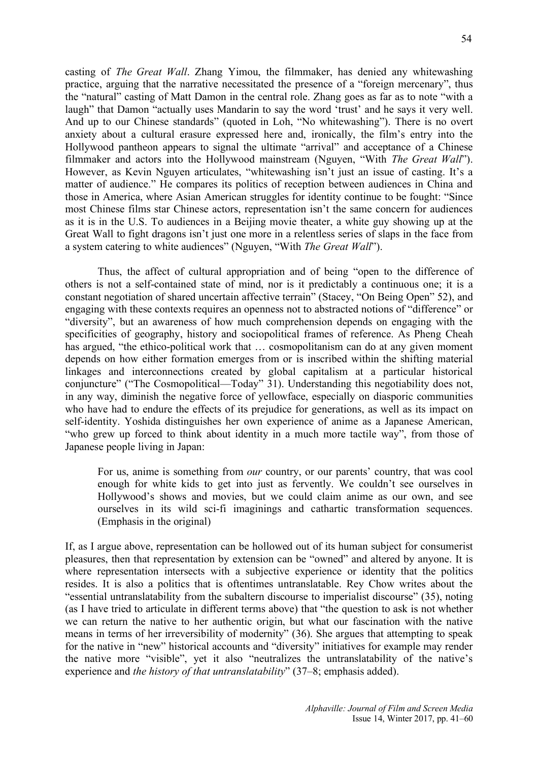casting of *The Great Wall*. Zhang Yimou, the filmmaker, has denied any whitewashing practice, arguing that the narrative necessitated the presence of a "foreign mercenary", thus the "natural" casting of Matt Damon in the central role. Zhang goes as far as to note "with a laugh" that Damon "actually uses Mandarin to say the word 'trust' and he says it very well. And up to our Chinese standards" (quoted in Loh, "No whitewashing"). There is no overt anxiety about a cultural erasure expressed here and, ironically, the film's entry into the Hollywood pantheon appears to signal the ultimate "arrival" and acceptance of a Chinese filmmaker and actors into the Hollywood mainstream (Nguyen, "With *The Great Wall*"). However, as Kevin Nguyen articulates, "whitewashing isn't just an issue of casting. It's a matter of audience." He compares its politics of reception between audiences in China and those in America, where Asian American struggles for identity continue to be fought: "Since most Chinese films star Chinese actors, representation isn't the same concern for audiences as it is in the U.S. To audiences in a Beijing movie theater, a white guy showing up at the Great Wall to fight dragons isn't just one more in a relentless series of slaps in the face from a system catering to white audiences" (Nguyen, "With *The Great Wall*").

Thus, the affect of cultural appropriation and of being "open to the difference of others is not a self-contained state of mind, nor is it predictably a continuous one; it is a constant negotiation of shared uncertain affective terrain" (Stacey, "On Being Open" 52), and engaging with these contexts requires an openness not to abstracted notions of "difference" or "diversity", but an awareness of how much comprehension depends on engaging with the specificities of geography, history and sociopolitical frames of reference. As Pheng Cheah has argued, "the ethico-political work that … cosmopolitanism can do at any given moment depends on how either formation emerges from or is inscribed within the shifting material linkages and interconnections created by global capitalism at a particular historical conjuncture" ("The Cosmopolitical—Today" 31). Understanding this negotiability does not, in any way, diminish the negative force of yellowface, especially on diasporic communities who have had to endure the effects of its prejudice for generations, as well as its impact on self-identity. Yoshida distinguishes her own experience of anime as a Japanese American, "who grew up forced to think about identity in a much more tactile way", from those of Japanese people living in Japan:

> For us, anime is something from *our* country, or our parents' country, that was cool enough for white kids to get into just as fervently. We couldn't see ourselves in Hollywood's shows and movies, but we could claim anime as our own, and see ourselves in its wild sci-fi imaginings and cathartic transformation sequences. (Emphasis in the original)

If, as I argue above, representation can be hollowed out of its human subject for consumerist pleasures, then that representation by extension can be "owned" and altered by anyone. It is where representation intersects with a subjective experience or identity that the politics resides. It is also a politics that is oftentimes untranslatable. Rey Chow writes about the "essential untranslatability from the subaltern discourse to imperialist discourse" (35), noting (as I have tried to articulate in different terms above) that "the question to ask is not whether we can return the native to her authentic origin, but what our fascination with the native means in terms of her irreversibility of modernity" (36). She argues that attempting to speak for the native in "new" historical accounts and "diversity" initiatives for example may render the native more "visible", yet it also "neutralizes the untranslatability of the native's experience and *the history of that untranslatability*" (37–8; emphasis added).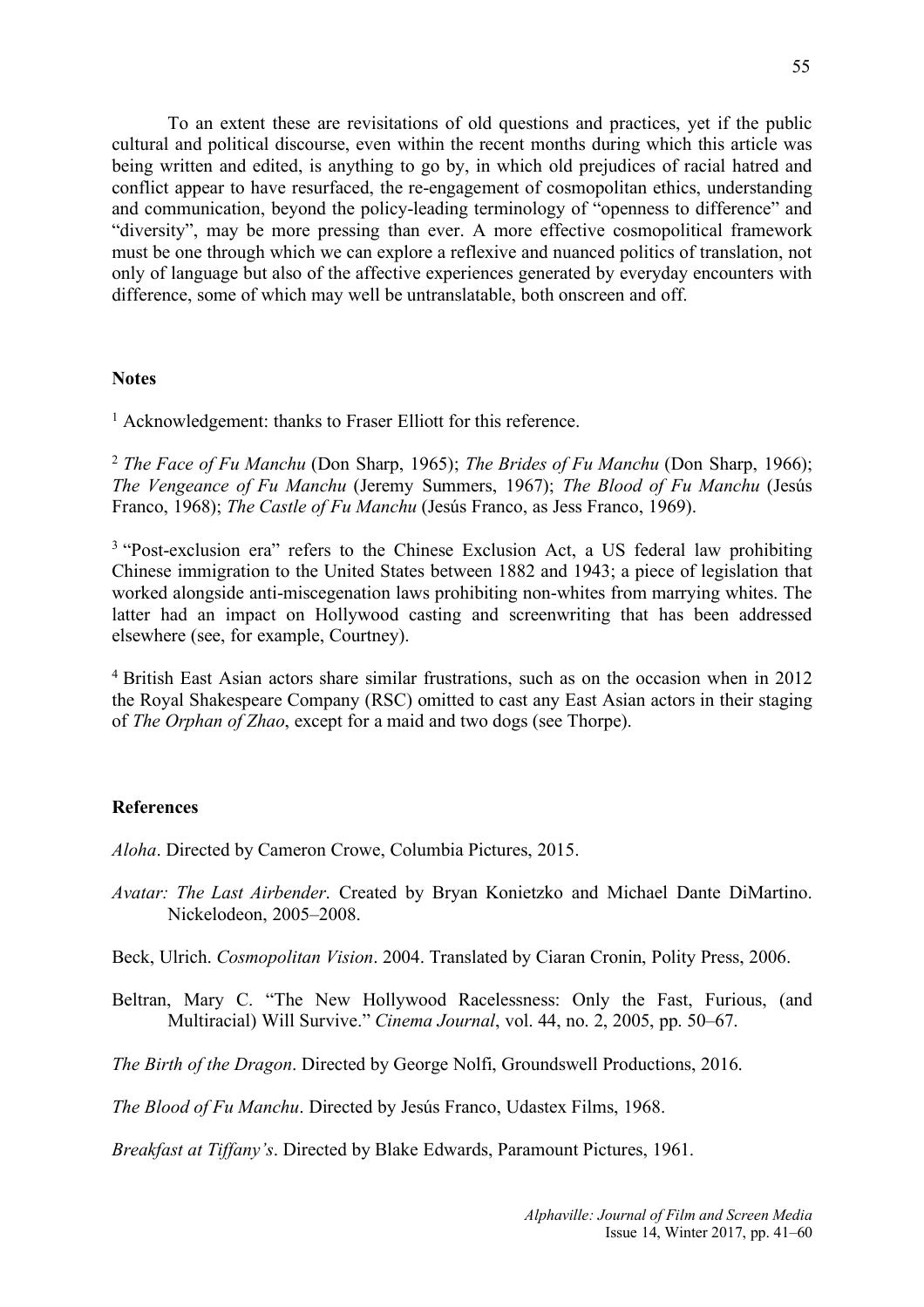To an extent these are revisitations of old questions and practices, yet if the public cultural and political discourse, even within the recent months during which this article was being written and edited, is anything to go by, in which old prejudices of racial hatred and conflict appear to have resurfaced, the re-engagement of cosmopolitan ethics, understanding and communication, beyond the policy-leading terminology of "openness to difference" and "diversity", may be more pressing than ever. A more effective cosmopolitical framework must be one through which we can explore a reflexive and nuanced politics of translation, not only of language but also of the affective experiences generated by everyday encounters with difference, some of which may well be untranslatable, both onscreen and off.

## Notes

[1] Acknowledgement: thanks to Fraser Elliott for this reference.

[2] *The Face of Fu Manchu* (Don Sharp, 1965); *The Brides of Fu Manchu* (Don Sharp, 1966); *The Vengeance of Fu Manchu* (Jeremy Summers, 1967); *The Blood of Fu Manchu* (Jesús Franco, 1968); *The Castle of Fu Manchu* (Jesús Franco, as Jess Franco, 1969).

[3] "Post-exclusion era" refers to the Chinese Exclusion Act, a US federal law prohibiting Chinese immigration to the United States between 1882 and 1943; a piece of legislation that worked alongside anti-miscegenation laws prohibiting non-whites from marrying whites. The latter had an impact on Hollywood casting and screenwriting that has been addressed elsewhere (see, for example, Courtney).

[4] British East Asian actors share similar frustrations, such as on the occasion when in 2012 the Royal Shakespeare Company (RSC) omitted to cast any East Asian actors in their staging of *The Orphan of Zhao*, except for a maid and two dogs (see Thorpe).

## References

*Aloha*. Directed by Cameron Crowe, Columbia Pictures, 2015.

*Avatar: The Last Airbender*. Created by Bryan Konietzko and Michael Dante DiMartino. Nickelodeon, 2005–2008.

Beck, Ulrich. *Cosmopolitan Vision*. 2004. Translated by Ciaran Cronin, Polity Press, 2006.

Beltran, Mary C. "The New Hollywood Racelessness: Only the Fast, Furious, (and Multiracial) Will Survive." *Cinema Journal*, vol. 44, no. 2, 2005, pp. 50–67.

*The Birth of the Dragon*. Directed by George Nolfi, Groundswell Productions, 2016.

*The Blood of Fu Manchu*. Directed by Jesús Franco, Udastex Films, 1968.

*Breakfast at Tiffany's*. Directed by Blake Edwards, Paramount Pictures, 1961.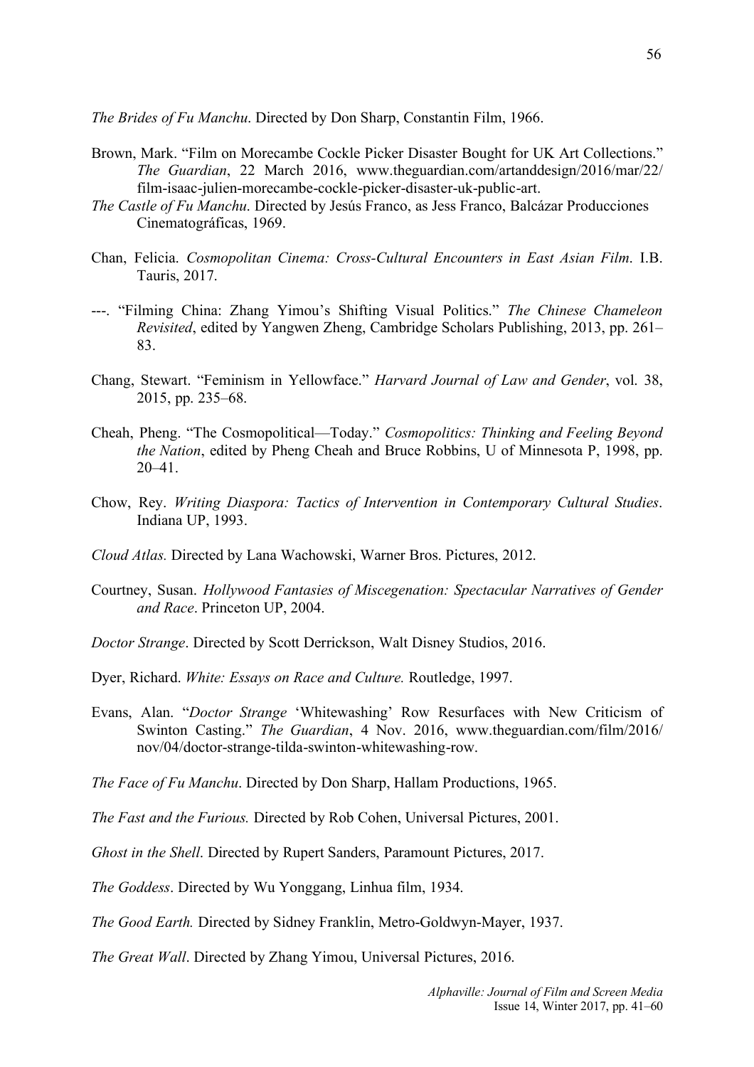*The Brides of Fu Manchu*. Directed by Don Sharp, Constantin Film, 1966.

Brown, Mark. "Film on Morecambe Cockle Picker Disaster Bought for UK Art Collections." *The Guardian*, 22 March 2016, www.theguardian.com/artanddesign/2016/mar/22/film-isaac-julien-morecambe-cockle-picker-disaster-uk-public-art.

*The Castle of Fu Manchu*. Directed by Jesús Franco, as Jess Franco, Balcázar Producciones Cinematográficas, 1969.

Chan, Felicia. *Cosmopolitan Cinema: Cross-Cultural Encounters in East Asian Film*. I.B. Tauris, 2017.

---. "Filming China: Zhang Yimou's Shifting Visual Politics." *The Chinese Chameleon Revisited*, edited by Yangwen Zheng, Cambridge Scholars Publishing, 2013, pp. 261–83.

Chang, Stewart. "Feminism in Yellowface." *Harvard Journal of Law and Gender*, vol. 38, 2015, pp. 235–68.

Cheah, Pheng. "The Cosmopolitical—Today." *Cosmopolitics: Thinking and Feeling Beyond the Nation*, edited by Pheng Cheah and Bruce Robbins, U of Minnesota P, 1998, pp. 20–41.

Chow, Rey. *Writing Diaspora: Tactics of Intervention in Contemporary Cultural Studies*. Indiana UP, 1993.

*Cloud Atlas.* Directed by Lana Wachowski, Warner Bros. Pictures, 2012.

Courtney, Susan. *Hollywood Fantasies of Miscegenation: Spectacular Narratives of Gender and Race*. Princeton UP, 2004.

*Doctor Strange*. Directed by Scott Derrickson, Walt Disney Studios, 2016.

Dyer, Richard. *White: Essays on Race and Culture.* Routledge, 1997.

Evans, Alan. "*Doctor Strange* 'Whitewashing' Row Resurfaces with New Criticism of Swinton Casting." *The Guardian*, 4 Nov. 2016, www.theguardian.com/film/2016/nov/04/doctor-strange-tilda-swinton-whitewashing-row.

*The Face of Fu Manchu*. Directed by Don Sharp, Hallam Productions, 1965.

*The Fast and the Furious.* Directed by Rob Cohen, Universal Pictures, 2001.

*Ghost in the Shell*. Directed by Rupert Sanders, Paramount Pictures, 2017.

*The Goddess*. Directed by Wu Yonggang, Linhua film, 1934.

*The Good Earth.* Directed by Sidney Franklin, Metro-Goldwyn-Mayer, 1937.

*The Great Wall*. Directed by Zhang Yimou, Universal Pictures, 2016.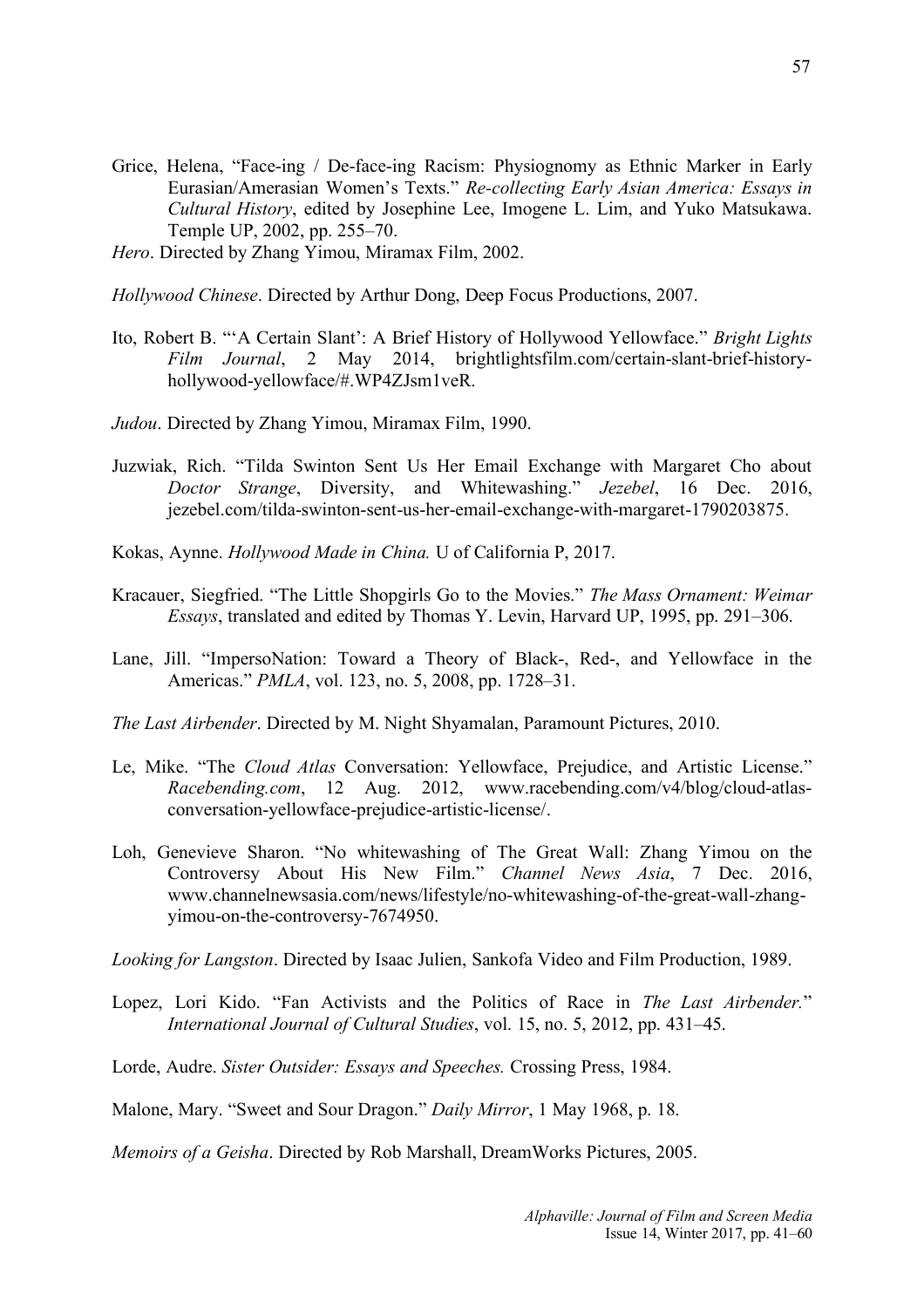Grice, Helena, "Face-ing / De-face-ing Racism: Physiognomy as Ethnic Marker in Early Eurasian/Amerasian Women's Texts." *Re-collecting Early Asian America: Essays in Cultural History*, edited by Josephine Lee, Imogene L. Lim, and Yuko Matsukawa. Temple UP, 2002, pp. 255–70.

*Hero*. Directed by Zhang Yimou, Miramax Film, 2002.

*Hollywood Chinese*. Directed by Arthur Dong, Deep Focus Productions, 2007.

Ito, Robert B. "'A Certain Slant': A Brief History of Hollywood Yellowface." *Bright Lights Film Journal*, 2 May 2014, brightlightsfilm.com/certain-slant-brief-history-hollywood-yellowface/#.WP4ZJsm1veR.

*Judou*. Directed by Zhang Yimou, Miramax Film, 1990.

Juzwiak, Rich. "Tilda Swinton Sent Us Her Email Exchange with Margaret Cho about *Doctor Strange*, Diversity, and Whitewashing." *Jezebel*, 16 Dec. 2016, jezebel.com/tilda-swinton-sent-us-her-email-exchange-with-margaret-1790203875.

Kokas, Aynne. *Hollywood Made in China.* U of California P, 2017.

Kracauer, Siegfried. "The Little Shopgirls Go to the Movies." *The Mass Ornament: Weimar Essays*, translated and edited by Thomas Y. Levin, Harvard UP, 1995, pp. 291–306.

Lane, Jill. "ImpersoNation: Toward a Theory of Black-, Red-, and Yellowface in the Americas." *PMLA*, vol. 123, no. 5, 2008, pp. 1728–31.

*The Last Airbender*. Directed by M. Night Shyamalan, Paramount Pictures, 2010.

Le, Mike. "The *Cloud Atlas* Conversation: Yellowface, Prejudice, and Artistic License." *Racebending.com*, 12 Aug. 2012, www.racebending.com/v4/blog/cloud-atlas-conversation-yellowface-prejudice-artistic-license/.

Loh, Genevieve Sharon. "No whitewashing of The Great Wall: Zhang Yimou on the Controversy About His New Film." *Channel News Asia*, 7 Dec. 2016, www.channelnewsasia.com/news/lifestyle/no-whitewashing-of-the-great-wall-zhang-yimou-on-the-controversy-7674950.

*Looking for Langston*. Directed by Isaac Julien, Sankofa Video and Film Production, 1989.

Lopez, Lori Kido. "Fan Activists and the Politics of Race in *The Last Airbender.*" *International Journal of Cultural Studies*, vol. 15, no. 5, 2012, pp. 431–45.

Lorde, Audre. *Sister Outsider: Essays and Speeches.* Crossing Press, 1984.

Malone, Mary. "Sweet and Sour Dragon." *Daily Mirror*, 1 May 1968, p. 18.

*Memoirs of a Geisha*. Directed by Rob Marshall, DreamWorks Pictures, 2005.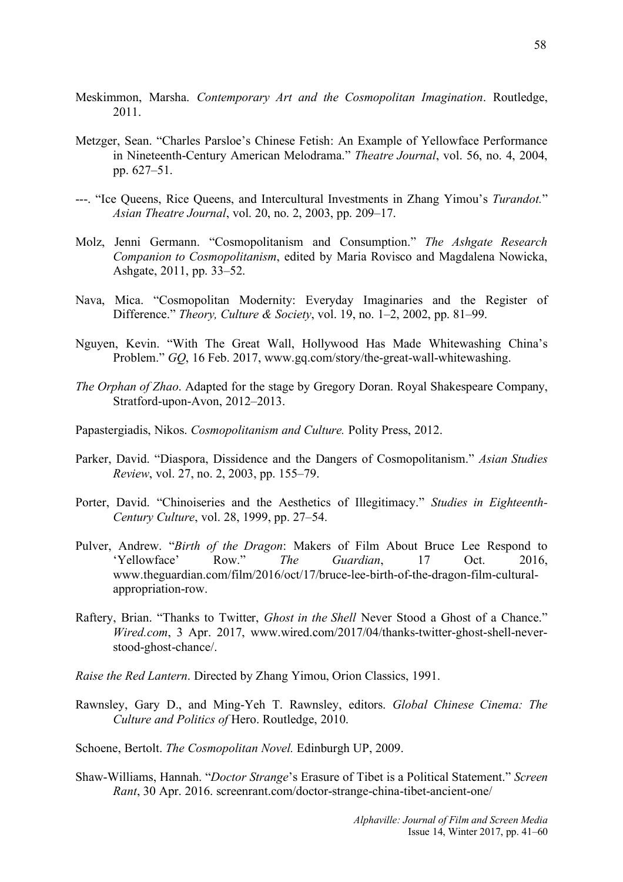Meskimmon, Marsha. *Contemporary Art and the Cosmopolitan Imagination*. Routledge, 2011.

Metzger, Sean. "Charles Parsloe's Chinese Fetish: An Example of Yellowface Performance in Nineteenth-Century American Melodrama." *Theatre Journal*, vol. 56, no. 4, 2004, pp. 627–51.

---. "Ice Queens, Rice Queens, and Intercultural Investments in Zhang Yimou's *Turandot.*" *Asian Theatre Journal*, vol. 20, no. 2, 2003, pp. 209–17.

Molz, Jenni Germann. "Cosmopolitanism and Consumption." *The Ashgate Research Companion to Cosmopolitanism*, edited by Maria Rovisco and Magdalena Nowicka, Ashgate, 2011, pp. 33–52.

Nava, Mica. "Cosmopolitan Modernity: Everyday Imaginaries and the Register of Difference." *Theory, Culture & Society*, vol. 19, no. 1–2, 2002, pp. 81–99.

Nguyen, Kevin. "With The Great Wall, Hollywood Has Made Whitewashing China's Problem." *GQ*, 16 Feb. 2017, www.gq.com/story/the-great-wall-whitewashing.

*The Orphan of Zhao*. Adapted for the stage by Gregory Doran. Royal Shakespeare Company, Stratford-upon-Avon, 2012–2013.

Papastergiadis, Nikos. *Cosmopolitanism and Culture.* Polity Press, 2012.

Parker, David. "Diaspora, Dissidence and the Dangers of Cosmopolitanism." *Asian Studies Review*, vol. 27, no. 2, 2003, pp. 155–79.

Porter, David. "Chinoiseries and the Aesthetics of Illegitimacy." *Studies in Eighteenth-Century Culture*, vol. 28, 1999, pp. 27–54.

Pulver, Andrew. "*Birth of the Dragon*: Makers of Film About Bruce Lee Respond to 'Yellowface' Row." *The Guardian*, 17 Oct. 2016, www.theguardian.com/film/2016/oct/17/bruce-lee-birth-of-the-dragon-film-cultural-appropriation-row.

Raftery, Brian. "Thanks to Twitter, *Ghost in the Shell* Never Stood a Ghost of a Chance." *Wired.com*, 3 Apr. 2017, www.wired.com/2017/04/thanks-twitter-ghost-shell-never-stood-ghost-chance/.

*Raise the Red Lantern*. Directed by Zhang Yimou, Orion Classics, 1991.

Rawnsley, Gary D., and Ming-Yeh T. Rawnsley, editors. *Global Chinese Cinema: The Culture and Politics of* Hero. Routledge, 2010.

Schoene, Bertolt. *The Cosmopolitan Novel.* Edinburgh UP, 2009.

Shaw-Williams, Hannah. "*Doctor Strange*'s Erasure of Tibet is a Political Statement." *Screen Rant*, 30 Apr. 2016. screenrant.com/doctor-strange-china-tibet-ancient-one/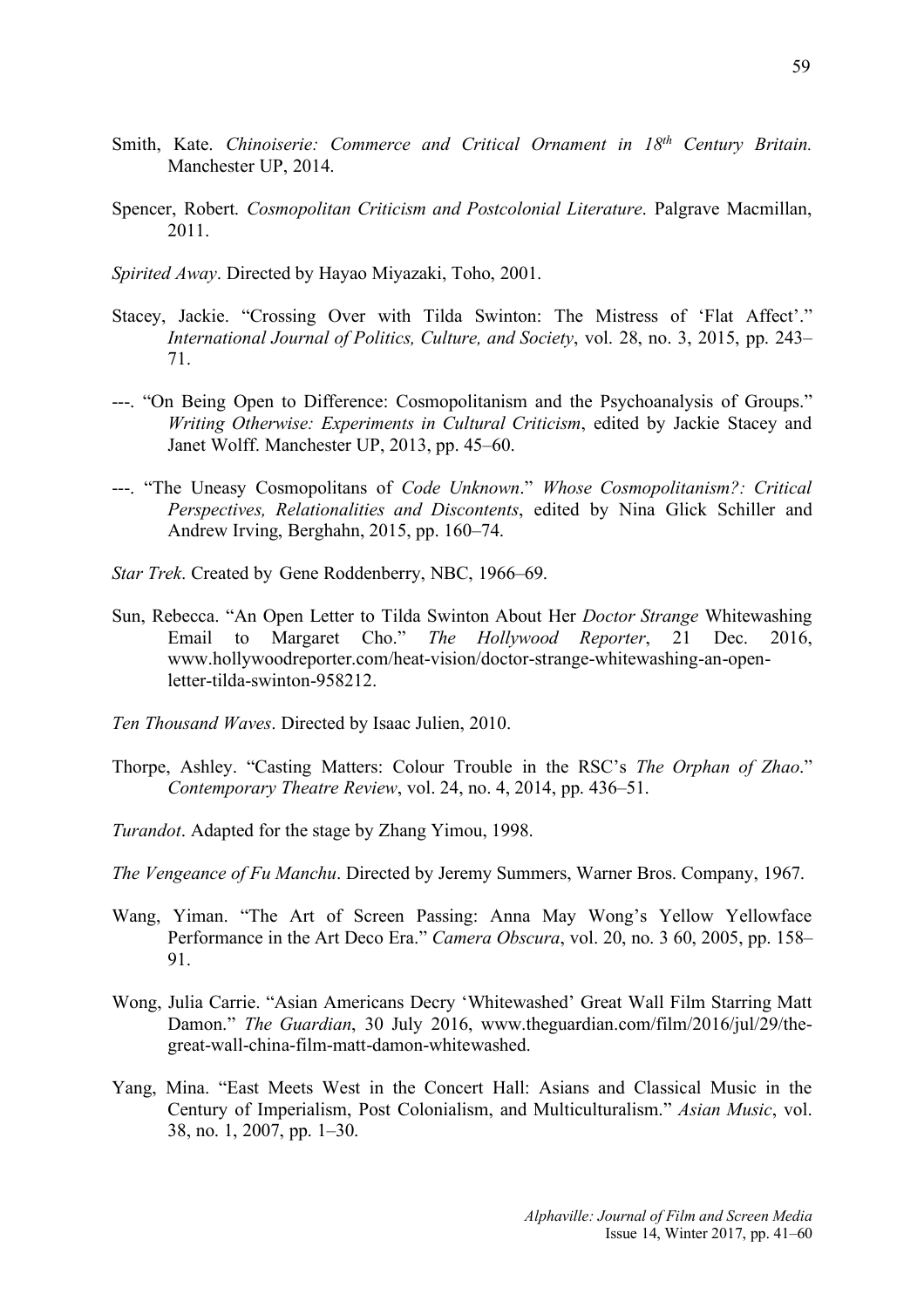Smith, Kate. *Chinoiserie: Commerce and Critical Ornament in 18th Century Britain.* Manchester UP, 2014.

Spencer, Robert. *Cosmopolitan Criticism and Postcolonial Literature*. Palgrave Macmillan, 2011.

*Spirited Away*. Directed by Hayao Miyazaki, Toho, 2001.

Stacey, Jackie. "Crossing Over with Tilda Swinton: The Mistress of 'Flat Affect'." *International Journal of Politics, Culture, and Society*, vol. 28, no. 3, 2015, pp. 243–71.

---. "On Being Open to Difference: Cosmopolitanism and the Psychoanalysis of Groups." *Writing Otherwise: Experiments in Cultural Criticism*, edited by Jackie Stacey and Janet Wolff. Manchester UP, 2013, pp. 45–60.

---. "The Uneasy Cosmopolitans of *Code Unknown*." *Whose Cosmopolitanism?: Critical Perspectives, Relationalities and Discontents*, edited by Nina Glick Schiller and Andrew Irving, Berghahn, 2015, pp. 160–74.

*Star Trek*. Created by Gene Roddenberry, NBC, 1966–69.

Sun, Rebecca. "An Open Letter to Tilda Swinton About Her *Doctor Strange* Whitewashing Email to Margaret Cho." *The Hollywood Reporter*, 21 Dec. 2016, www.hollywoodreporter.com/heat-vision/doctor-strange-whitewashing-an-open-letter-tilda-swinton-958212.

*Ten Thousand Waves*. Directed by Isaac Julien, 2010.

Thorpe, Ashley. "Casting Matters: Colour Trouble in the RSC's *The Orphan of Zhao*." *Contemporary Theatre Review*, vol. 24, no. 4, 2014, pp. 436–51.

*Turandot*. Adapted for the stage by Zhang Yimou, 1998.

*The Vengeance of Fu Manchu*. Directed by Jeremy Summers, Warner Bros. Company, 1967.

Wang, Yiman. "The Art of Screen Passing: Anna May Wong's Yellow Yellowface Performance in the Art Deco Era." *Camera Obscura*, vol. 20, no. 3 60, 2005, pp. 158–91.

Wong, Julia Carrie. "Asian Americans Decry 'Whitewashed' Great Wall Film Starring Matt Damon." *The Guardian*, 30 July 2016, www.theguardian.com/film/2016/jul/29/the-great-wall-china-film-matt-damon-whitewashed.

Yang, Mina. "East Meets West in the Concert Hall: Asians and Classical Music in the Century of Imperialism, Post Colonialism, and Multiculturalism." *Asian Music*, vol. 38, no. 1, 2007, pp. 1–30.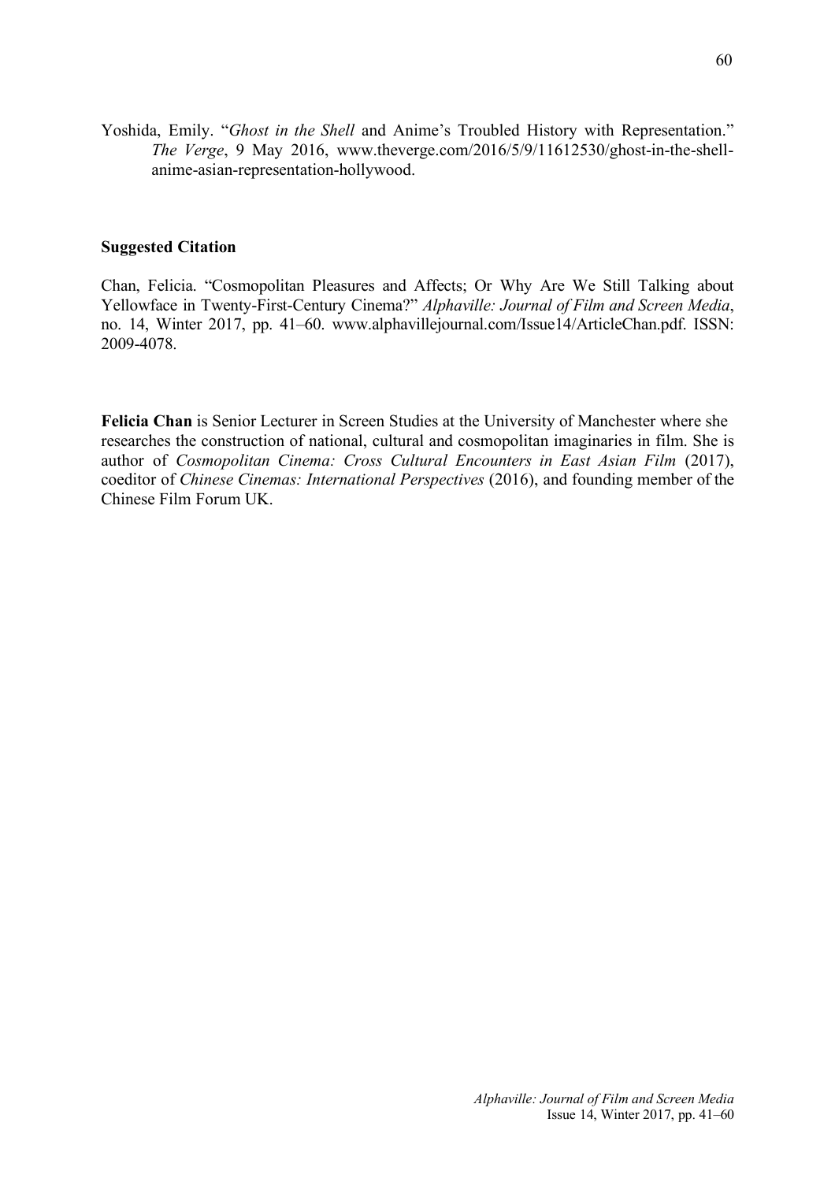Yoshida, Emily. "*Ghost in the Shell* and Anime's Troubled History with Representation." *The Verge*, 9 May 2016, www.theverge.com/2016/5/9/11612530/ghost-in-the-shell-anime-asian-representation-hollywood.

**Suggested Citation**

Chan, Felicia. "Cosmopolitan Pleasures and Affects; Or Why Are We Still Talking about Yellowface in Twenty-First-Century Cinema?" *Alphaville: Journal of Film and Screen Media*, no. 14, Winter 2017, pp. 41–60. www.alphavillejournal.com/Issue14/ArticleChan.pdf. ISSN: 2009-4078.

**Felicia Chan** is Senior Lecturer in Screen Studies at the University of Manchester where she researches the construction of national, cultural and cosmopolitan imaginaries in film. She is author of *Cosmopolitan Cinema: Cross Cultural Encounters in East Asian Film* (2017), coeditor of *Chinese Cinemas: International Perspectives* (2016), and founding member of the Chinese Film Forum UK.